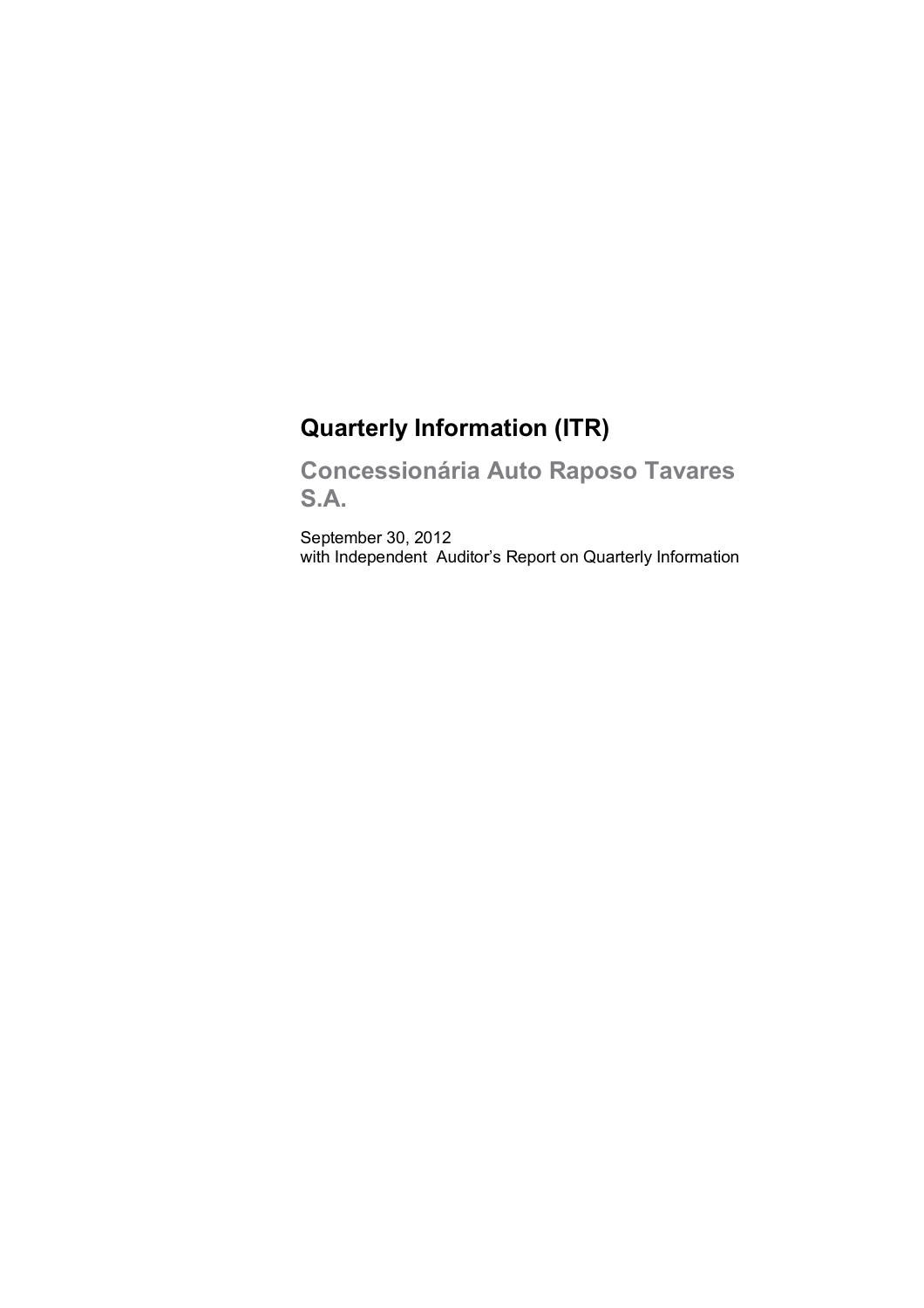# Quarterly Information (ITR)

## Concessionária Auto Raposo Tavares S.A.

September 30, 2012
with Independent Auditor's Report on Quarterly Information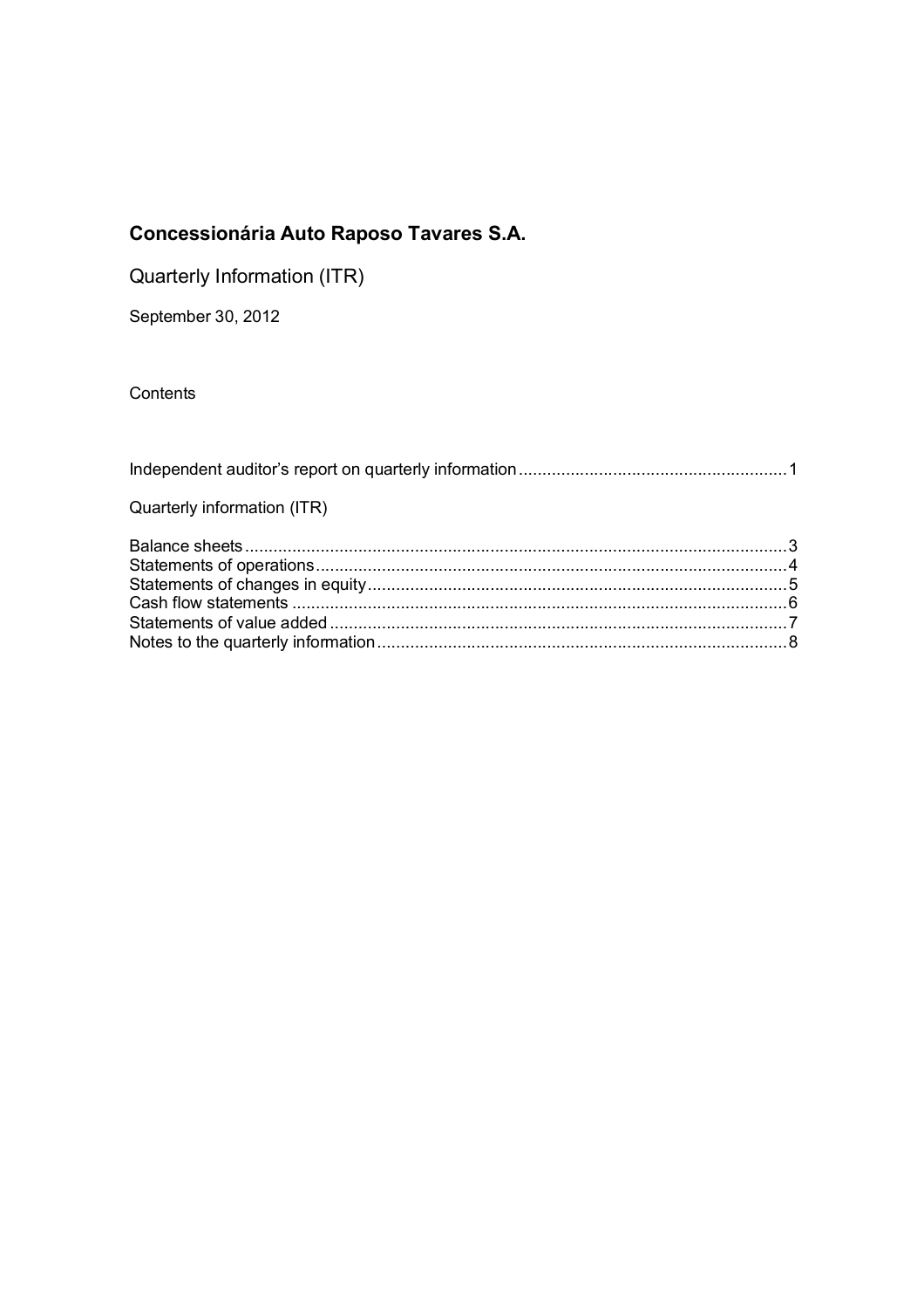# Concessionária Auto Raposo Tavares S.A.

Quarterly Information (ITR)

September 30, 2012

Contents

Independent auditor's report on quarterly information ........................................................ 1

Quarterly information (ITR)

Balance sheets .................................................................................................................. 3
Statements of operations ................................................................................................... 4
Statements of changes in equity ........................................................................................ 5
Cash flow statements ........................................................................................................ 6
Statements of value added ................................................................................................ 7
Notes to the quarterly information ...................................................................................... 8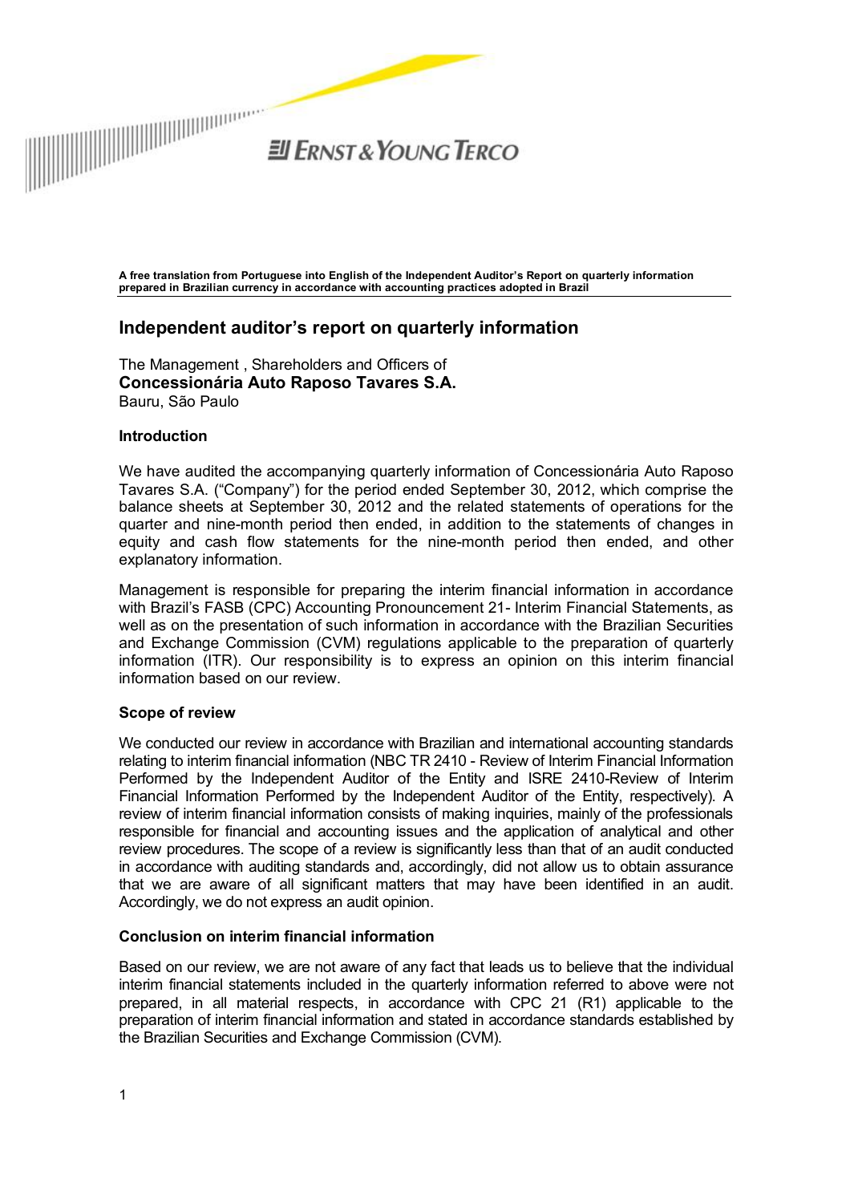A free translation from Portuguese into English of the Independent Auditor's Report on quarterly information prepared in Brazilian currency in accordance with accounting practices adopted in Brazil

## Independent auditor's report on quarterly information

The Management , Shareholders and Officers of
**Concessionária Auto Raposo Tavares S.A.**
Bauru, São Paulo

### Introduction

We have audited the accompanying quarterly information of Concessionária Auto Raposo Tavares S.A. ("Company") for the period ended September 30, 2012, which comprise the balance sheets at September 30, 2012 and the related statements of operations for the quarter and nine-month period then ended, in addition to the statements of changes in equity and cash flow statements for the nine-month period then ended, and other explanatory information.

Management is responsible for preparing the interim financial information in accordance with Brazil's FASB (CPC) Accounting Pronouncement 21- Interim Financial Statements, as well as on the presentation of such information in accordance with the Brazilian Securities and Exchange Commission (CVM) regulations applicable to the preparation of quarterly information (ITR). Our responsibility is to express an opinion on this interim financial information based on our review.

### Scope of review

We conducted our review in accordance with Brazilian and international accounting standards relating to interim financial information (NBC TR 2410 - Review of Interim Financial Information Performed by the Independent Auditor of the Entity and ISRE 2410-Review of Interim Financial Information Performed by the Independent Auditor of the Entity, respectively). A review of interim financial information consists of making inquiries, mainly of the professionals responsible for financial and accounting issues and the application of analytical and other review procedures. The scope of a review is significantly less than that of an audit conducted in accordance with auditing standards and, accordingly, did not allow us to obtain assurance that we are aware of all significant matters that may have been identified in an audit. Accordingly, we do not express an audit opinion.

### Conclusion on interim financial information

Based on our review, we are not aware of any fact that leads us to believe that the individual interim financial statements included in the quarterly information referred to above were not prepared, in all material respects, in accordance with CPC 21 (R1) applicable to the preparation of interim financial information and stated in accordance standards established by the Brazilian Securities and Exchange Commission (CVM).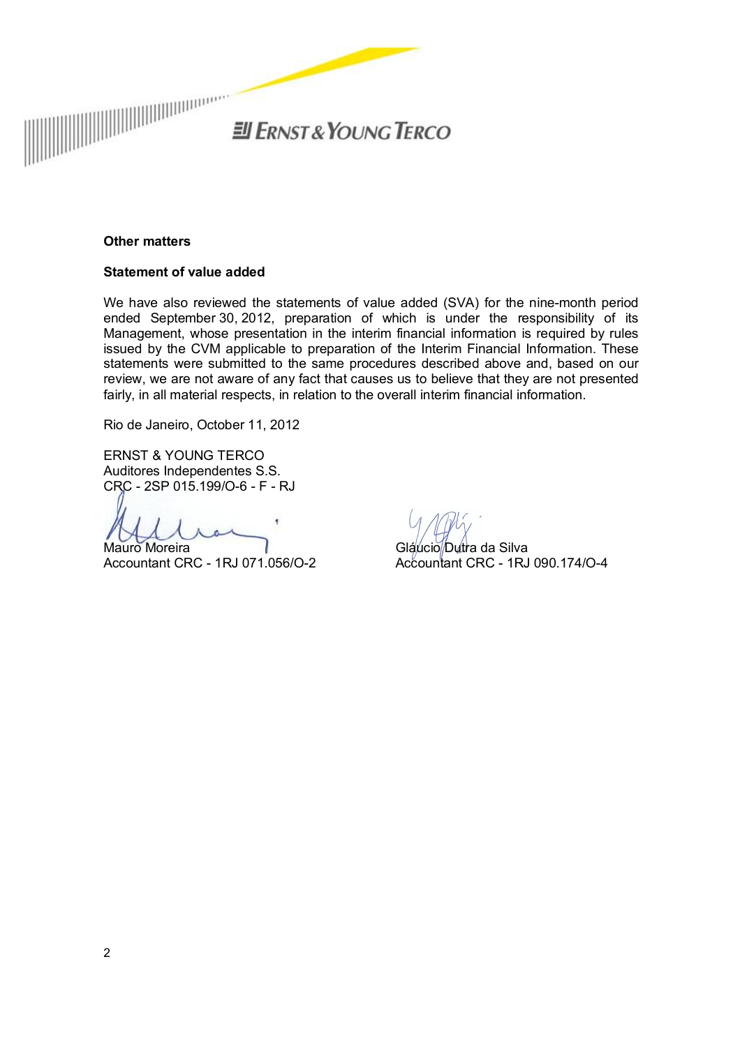## Other matters

### Statement of value added

We have also reviewed the statements of value added (SVA) for the nine-month period ended September 30, 2012, preparation of which is under the responsibility of its Management, whose presentation in the interim financial information is required by rules issued by the CVM applicable to preparation of the Interim Financial Information. These statements were submitted to the same procedures described above and, based on our review, we are not aware of any fact that causes us to believe that they are not presented fairly, in all material respects, in relation to the overall interim financial information.

Rio de Janeiro, October 11, 2012

ERNST & YOUNG TERCO
Auditores Independentes S.S.
CRC - 2SP 015.199/O-6 - F - RJ

Mauro Moreira
Accountant CRC - 1RJ 071.056/O-2

Gláucio Dutra da Silva
Accountant CRC - 1RJ 090.174/O-4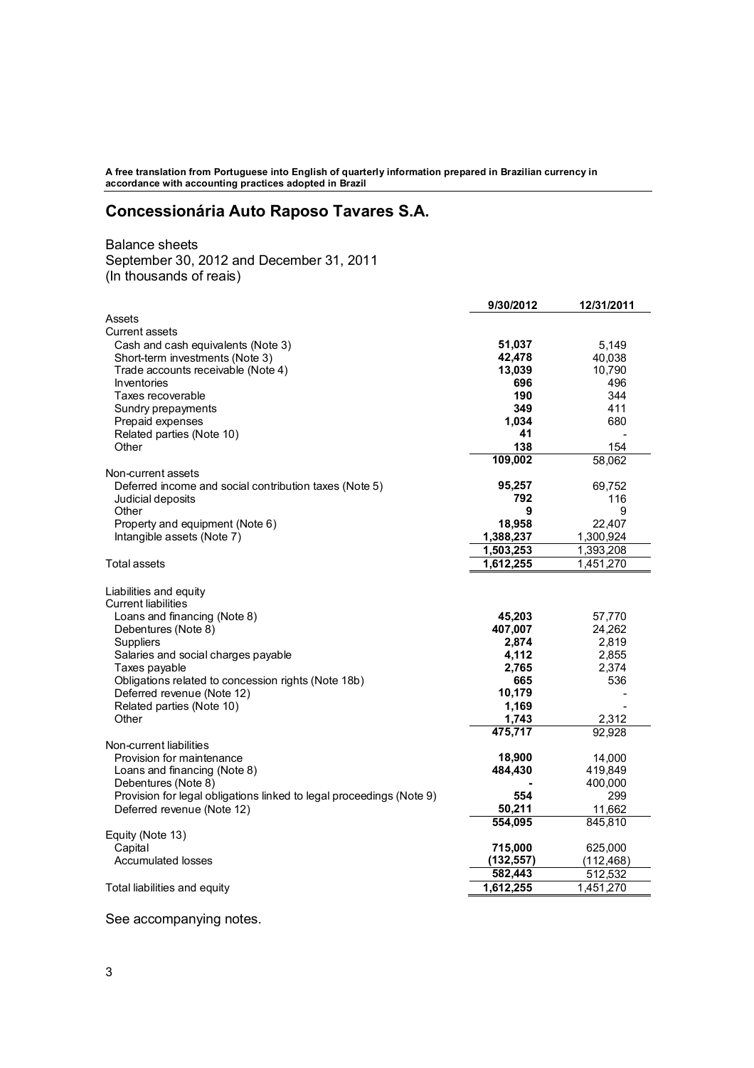**A free translation from Portuguese into English of quarterly information prepared in Brazilian currency in accordance with accounting practices adopted in Brazil**

# Concessionária Auto Raposo Tavares S.A.

Balance sheets
September 30, 2012 and December 31, 2011
(In thousands of reais)

| | 9/30/2012 | 12/31/2011 |
|---|---|---|
| Assets | | |
| Current assets | | |
| Cash and cash equivalents (Note 3) | **51,037** | 5,149 |
| Short-term investments (Note 3) | **42,478** | 40,038 |
| Trade accounts receivable (Note 4) | **13,039** | 10,790 |
| Inventories | **696** | 496 |
| Taxes recoverable | **190** | 344 |
| Sundry prepayments | **349** | 411 |
| Prepaid expenses | **1,034** | 680 |
| Related parties (Note 10) | **41** | - |
| Other | **138** | 154 |
| | **109,002** | 58,062 |
| Non-current assets | | |
| Deferred income and social contribution taxes (Note 5) | **95,257** | 69,752 |
| Judicial deposits | **792** | 116 |
| Other | **9** | 9 |
| Property and equipment (Note 6) | **18,958** | 22,407 |
| Intangible assets (Note 7) | **1,388,237** | 1,300,924 |
| | **1,503,253** | 1,393,208 |
| Total assets | **1,612,255** | 1,451,270 |
| | | |
| Liabilities and equity | | |
| Current liabilities | | |
| Loans and financing (Note 8) | **45,203** | 57,770 |
| Debentures (Note 8) | **407,007** | 24,262 |
| Suppliers | **2,874** | 2,819 |
| Salaries and social charges payable | **4,112** | 2,855 |
| Taxes payable | **2,765** | 2,374 |
| Obligations related to concession rights (Note 18b) | **665** | 536 |
| Deferred revenue (Note 12) | **10,179** | - |
| Related parties (Note 10) | **1,169** | - |
| Other | **1,743** | 2,312 |
| | **475,717** | 92,928 |
| Non-current liabilities | | |
| Provision for maintenance | **18,900** | 14,000 |
| Loans and financing (Note 8) | **484,430** | 419,849 |
| Debentures (Note 8) | **-** | 400,000 |
| Provision for legal obligations linked to legal proceedings (Note 9) | **554** | 299 |
| Deferred revenue (Note 12) | **50,211** | 11,662 |
| | **554,095** | 845,810 |
| Equity (Note 13) | | |
| Capital | **715,000** | 625,000 |
| Accumulated losses | **(132,557)** | (112,468) |
| | **582,443** | 512,532 |
| Total liabilities and equity | **1,612,255** | 1,451,270 |

See accompanying notes.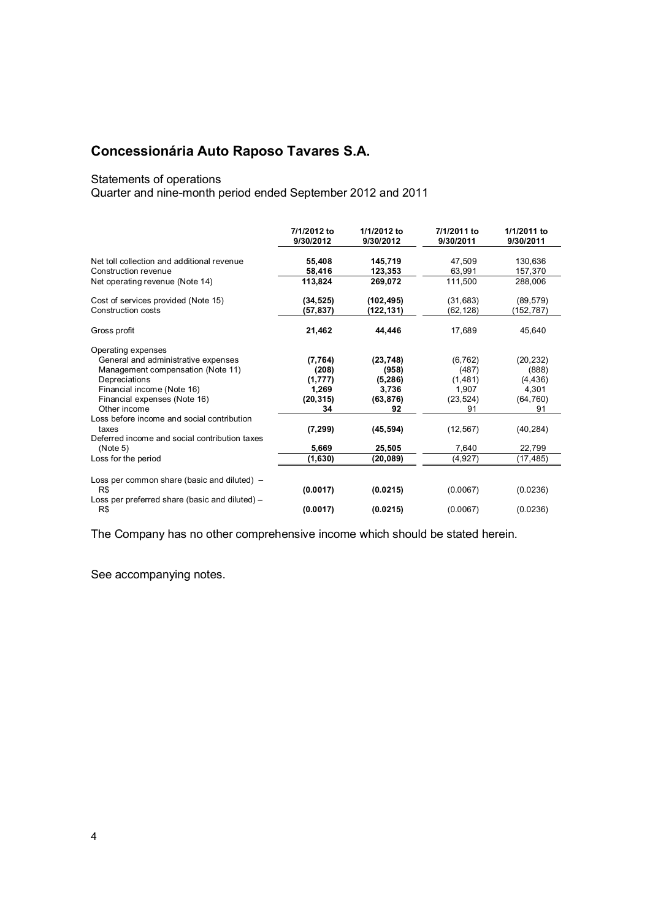# Concessionária Auto Raposo Tavares S.A.

Statements of operations
Quarter and nine-month period ended September 2012 and 2011

| | 7/1/2012 to 9/30/2012 | 1/1/2012 to 9/30/2012 | 7/1/2011 to 9/30/2011 | 1/1/2011 to 9/30/2011 |
|---|---|---|---|---|
| Net toll collection and additional revenue | **55,408** | **145,719** | 47,509 | 130,636 |
| Construction revenue | **58,416** | **123,353** | 63,991 | 157,370 |
| Net operating revenue (Note 14) | **113,824** | **269,072** | 111,500 | 288,006 |
| Cost of services provided (Note 15) | **(34,525)** | **(102,495)** | (31,683) | (89,579) |
| Construction costs | **(57,837)** | **(122,131)** | (62,128) | (152,787) |
| Gross profit | **21,462** | **44,446** | 17,689 | 45,640 |
| Operating expenses | | | | |
| General and administrative expenses | **(7,764)** | **(23,748)** | (6,762) | (20,232) |
| Management compensation (Note 11) | **(208)** | **(958)** | (487) | (888) |
| Depreciations | **(1,777)** | **(5,286)** | (1,481) | (4,436) |
| Financial income (Note 16) | **1,269** | **3,736** | 1,907 | 4,301 |
| Financial expenses (Note 16) | **(20,315)** | **(63,876)** | (23,524) | (64,760) |
| Other income | **34** | **92** | 91 | 91 |
| Loss before income and social contribution taxes | **(7,299)** | **(45,594)** | (12,567) | (40,284) |
| Deferred income and social contribution taxes (Note 5) | **5,669** | **25,505** | 7,640 | 22,799 |
| Loss for the period | **(1,630)** | **(20,089)** | (4,927) | (17,485) |
| Loss per common share (basic and diluted) – R$ | **(0.0017)** | **(0.0215)** | (0.0067) | (0.0236) |
| Loss per preferred share (basic and diluted) – R$ | **(0.0017)** | **(0.0215)** | (0.0067) | (0.0236) |

The Company has no other comprehensive income which should be stated herein.

See accompanying notes.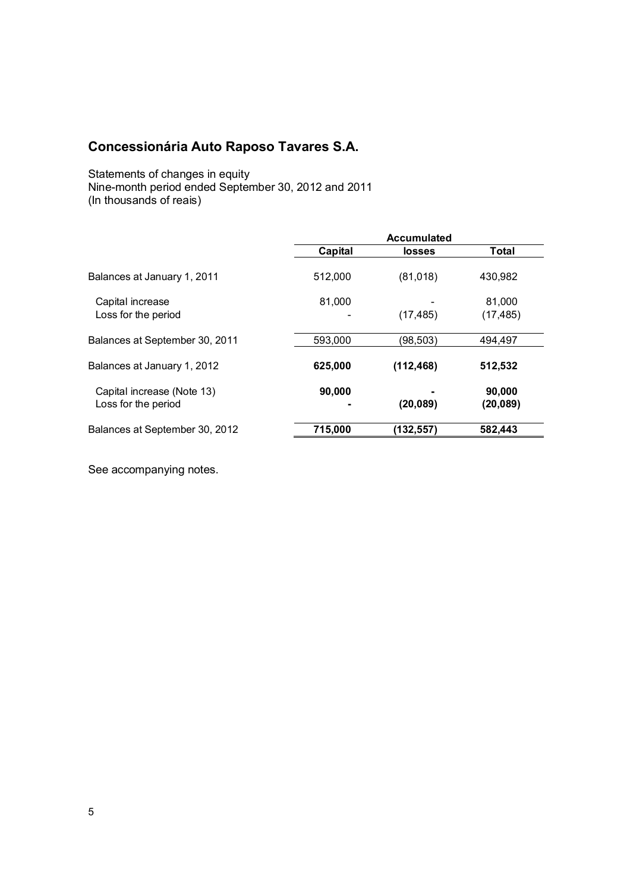# Concessionária Auto Raposo Tavares S.A.

Statements of changes in equity
Nine-month period ended September 30, 2012 and 2011
(In thousands of reais)

| | Capital | Accumulated losses | Total |
|---|---|---|---|
| Balances at January 1, 2011 | 512,000 | (81,018) | 430,982 |
| Capital increase | 81,000 | - | 81,000 |
| Loss for the period | - | (17,485) | (17,485) |
| Balances at September 30, 2011 | 593,000 | (98,503) | 494,497 |
| **Balances at January 1, 2012** | **625,000** | **(112,468)** | **512,532** |
| Capital increase (Note 13) | **90,000** | **-** | **90,000** |
| Loss for the period | **-** | **(20,089)** | **(20,089)** |
| Balances at September 30, 2012 | **715,000** | **(132,557)** | **582,443** |

See accompanying notes.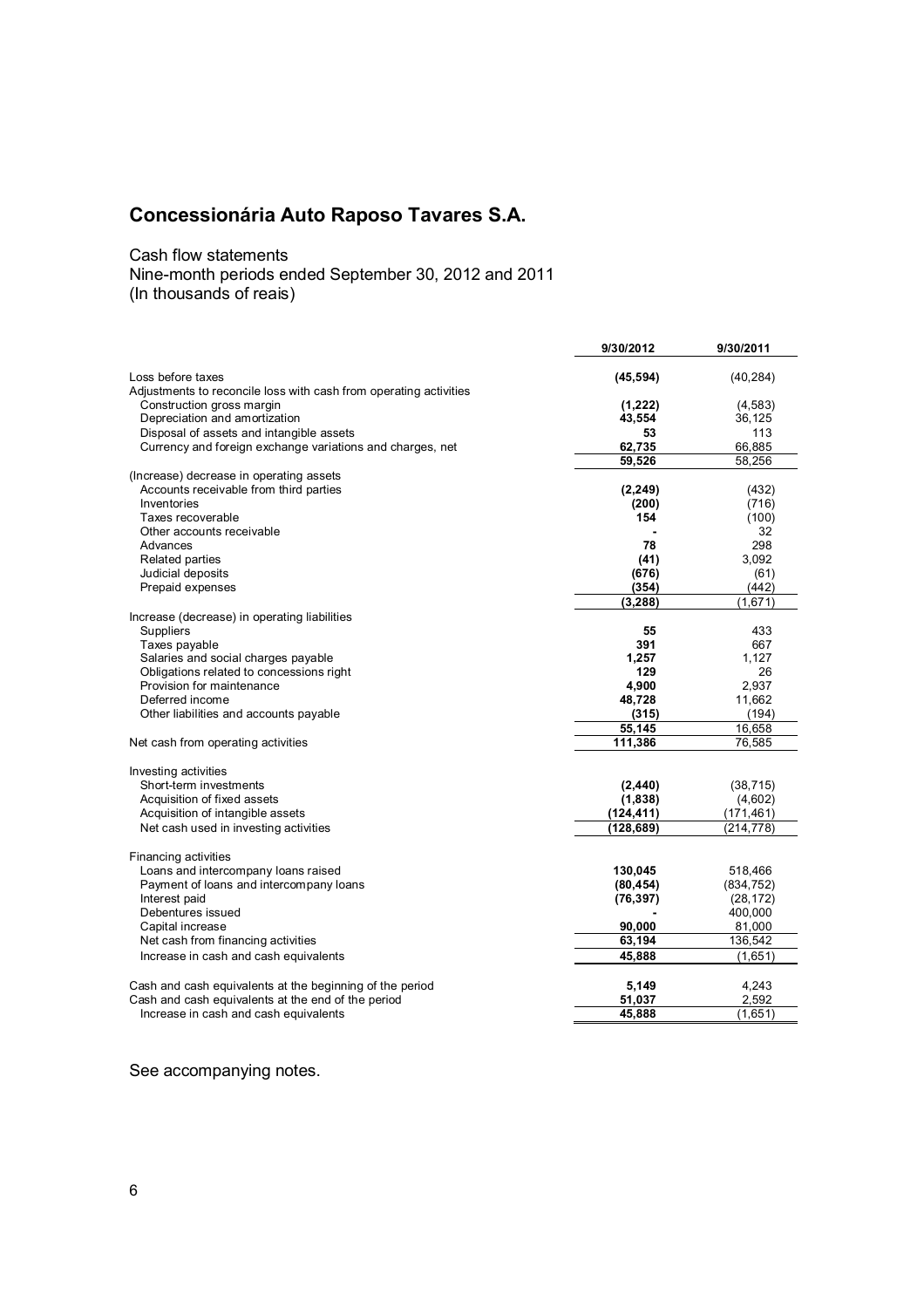# Concessionária Auto Raposo Tavares S.A.

Cash flow statements
Nine-month periods ended September 30, 2012 and 2011
(In thousands of reais)

| | 9/30/2012 | 9/30/2011 |
|---|---|---|
| Loss before taxes | **(45,594)** | (40,284) |
| Adjustments to reconcile loss with cash from operating activities | | |
| Construction gross margin | **(1,222)** | (4,583) |
| Depreciation and amortization | **43,554** | 36,125 |
| Disposal of assets and intangible assets | **53** | 113 |
| Currency and foreign exchange variations and charges, net | **62,735** | 66,885 |
| | **59,526** | 58,256 |
| (Increase) decrease in operating assets | | |
| Accounts receivable from third parties | **(2,249)** | (432) |
| Inventories | **(200)** | (716) |
| Taxes recoverable | **154** | (100) |
| Other accounts receivable | **-** | 32 |
| Advances | **78** | 298 |
| Related parties | **(41)** | 3,092 |
| Judicial deposits | **(676)** | (61) |
| Prepaid expenses | **(354)** | (442) |
| | **(3,288)** | (1,671) |
| Increase (decrease) in operating liabilities | | |
| Suppliers | **55** | 433 |
| Taxes payable | **391** | 667 |
| Salaries and social charges payable | **1,257** | 1,127 |
| Obligations related to concessions right | **129** | 26 |
| Provision for maintenance | **4,900** | 2,937 |
| Deferred income | **48,728** | 11,662 |
| Other liabilities and accounts payable | **(315)** | (194) |
| | **55,145** | 16,658 |
| Net cash from operating activities | **111,386** | 76,585 |
| Investing activities | | |
| Short-term investments | **(2,440)** | (38,715) |
| Acquisition of fixed assets | **(1,838)** | (4,602) |
| Acquisition of intangible assets | **(124,411)** | (171,461) |
| Net cash used in investing activities | **(128,689)** | (214,778) |
| Financing activities | | |
| Loans and intercompany loans raised | **130,045** | 518,466 |
| Payment of loans and intercompany loans | **(80,454)** | (834,752) |
| Interest paid | **(76,397)** | (28,172) |
| Debentures issued | **-** | 400,000 |
| Capital increase | **90,000** | 81,000 |
| Net cash from financing activities | **63,194** | 136,542 |
| Increase in cash and cash equivalents | **45,888** | (1,651) |
| Cash and cash equivalents at the beginning of the period | **5,149** | 4,243 |
| Cash and cash equivalents at the end of the period | **51,037** | 2,592 |
| Increase in cash and cash equivalents | **45,888** | (1,651) |

See accompanying notes.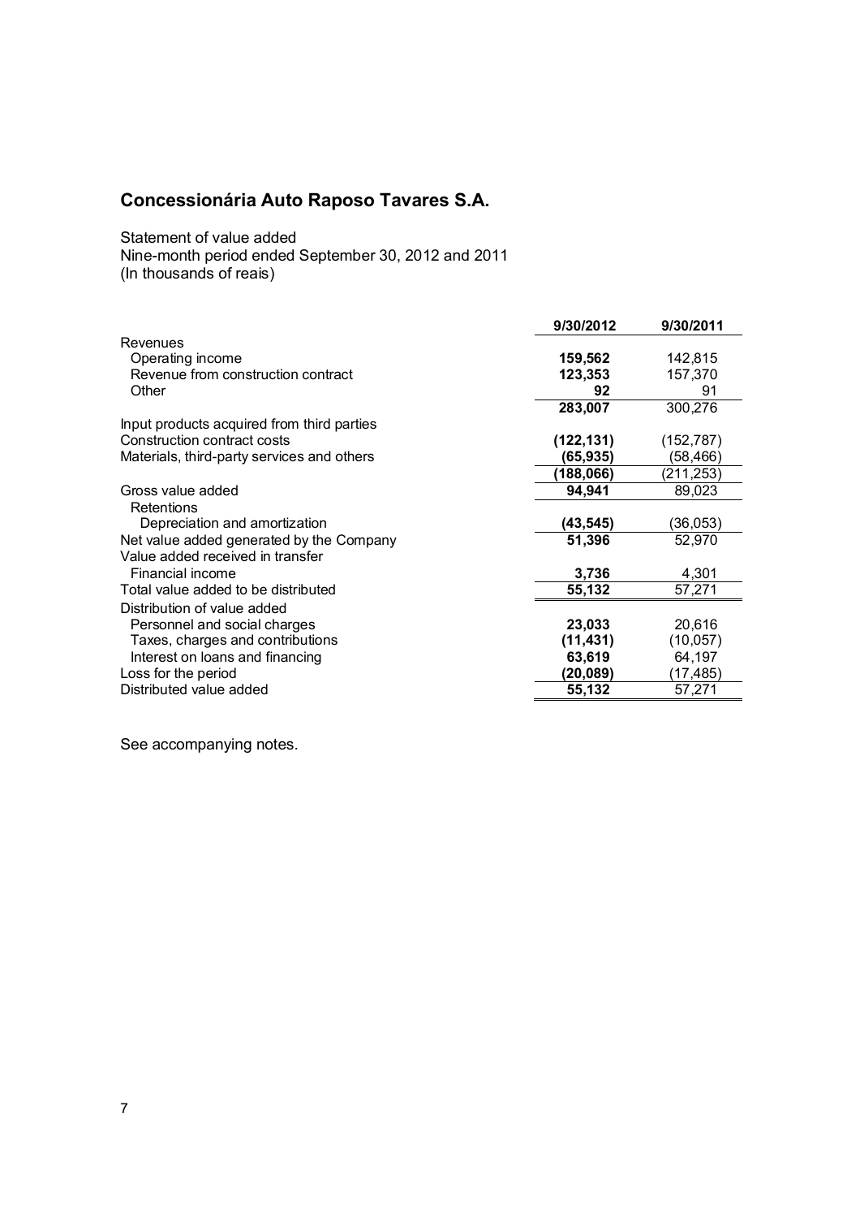# Concessionária Auto Raposo Tavares S.A.

Statement of value added
Nine-month period ended September 30, 2012 and 2011
(In thousands of reais)

| | 9/30/2012 | 9/30/2011 |
|---|---|---|
| Revenues | | |
| Operating income | **159,562** | 142,815 |
| Revenue from construction contract | **123,353** | 157,370 |
| Other | **92** | 91 |
| | **283,007** | 300,276 |
| Input products acquired from third parties | | |
| Construction contract costs | **(122,131)** | (152,787) |
| Materials, third-party services and others | **(65,935)** | (58,466) |
| | **(188,066)** | (211,253) |
| Gross value added | **94,941** | 89,023 |
| Retentions | | |
| Depreciation and amortization | **(43,545)** | (36,053) |
| Net value added generated by the Company | **51,396** | 52,970 |
| Value added received in transfer | | |
| Financial income | **3,736** | 4,301 |
| Total value added to be distributed | **55,132** | 57,271 |
| Distribution of value added | | |
| Personnel and social charges | **23,033** | 20,616 |
| Taxes, charges and contributions | **(11,431)** | (10,057) |
| Interest on loans and financing | **63,619** | 64,197 |
| Loss for the period | **(20,089)** | (17,485) |
| Distributed value added | **55,132** | 57,271 |

See accompanying notes.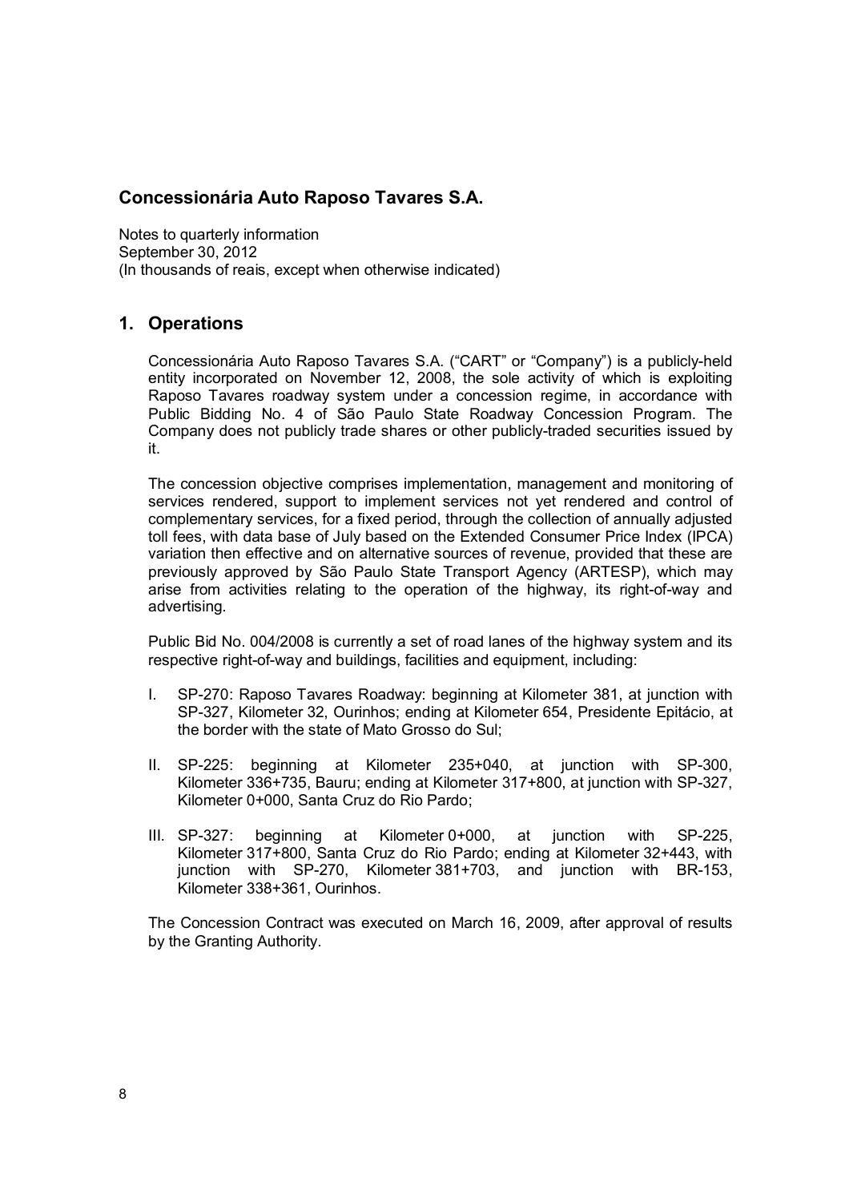## Concessionária Auto Raposo Tavares S.A.

Notes to quarterly information
September 30, 2012
(In thousands of reais, except when otherwise indicated)

## 1. Operations

Concessionária Auto Raposo Tavares S.A. ("CART" or "Company") is a publicly-held entity incorporated on November 12, 2008, the sole activity of which is exploiting Raposo Tavares roadway system under a concession regime, in accordance with Public Bidding No. 4 of São Paulo State Roadway Concession Program. The Company does not publicly trade shares or other publicly-traded securities issued by it.

The concession objective comprises implementation, management and monitoring of services rendered, support to implement services not yet rendered and control of complementary services, for a fixed period, through the collection of annually adjusted toll fees, with data base of July based on the Extended Consumer Price Index (IPCA) variation then effective and on alternative sources of revenue, provided that these are previously approved by São Paulo State Transport Agency (ARTESP), which may arise from activities relating to the operation of the highway, its right-of-way and advertising.

Public Bid No. 004/2008 is currently a set of road lanes of the highway system and its respective right-of-way and buildings, facilities and equipment, including:

I. SP-270: Raposo Tavares Roadway: beginning at Kilometer 381, at junction with SP-327, Kilometer 32, Ourinhos; ending at Kilometer 654, Presidente Epitácio, at the border with the state of Mato Grosso do Sul;

II. SP-225: beginning at Kilometer 235+040, at junction with SP-300, Kilometer 336+735, Bauru; ending at Kilometer 317+800, at junction with SP-327, Kilometer 0+000, Santa Cruz do Rio Pardo;

III. SP-327: beginning at Kilometer 0+000, at junction with SP-225, Kilometer 317+800, Santa Cruz do Rio Pardo; ending at Kilometer 32+443, with junction with SP-270, Kilometer 381+703, and junction with BR-153, Kilometer 338+361, Ourinhos.

The Concession Contract was executed on March 16, 2009, after approval of results by the Granting Authority.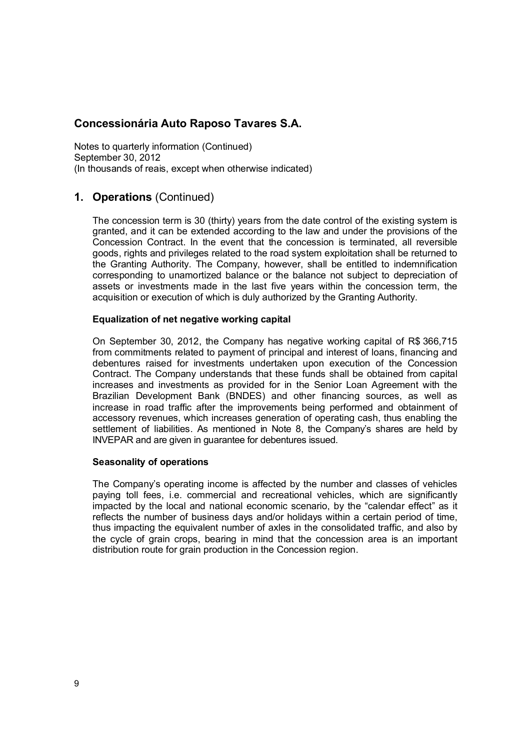# Concessionária Auto Raposo Tavares S.A.

Notes to quarterly information (Continued)
September 30, 2012
(In thousands of reais, except when otherwise indicated)

## 1. Operations (Continued)

The concession term is 30 (thirty) years from the date control of the existing system is granted, and it can be extended according to the law and under the provisions of the Concession Contract. In the event that the concession is terminated, all reversible goods, rights and privileges related to the road system exploitation shall be returned to the Granting Authority. The Company, however, shall be entitled to indemnification corresponding to unamortized balance or the balance not subject to depreciation of assets or investments made in the last five years within the concession term, the acquisition or execution of which is duly authorized by the Granting Authority.

**Equalization of net negative working capital**

On September 30, 2012, the Company has negative working capital of R$ 366,715 from commitments related to payment of principal and interest of loans, financing and debentures raised for investments undertaken upon execution of the Concession Contract. The Company understands that these funds shall be obtained from capital increases and investments as provided for in the Senior Loan Agreement with the Brazilian Development Bank (BNDES) and other financing sources, as well as increase in road traffic after the improvements being performed and obtainment of accessory revenues, which increases generation of operating cash, thus enabling the settlement of liabilities. As mentioned in Note 8, the Company's shares are held by INVEPAR and are given in guarantee for debentures issued.

**Seasonality of operations**

The Company's operating income is affected by the number and classes of vehicles paying toll fees, i.e. commercial and recreational vehicles, which are significantly impacted by the local and national economic scenario, by the "calendar effect" as it reflects the number of business days and/or holidays within a certain period of time, thus impacting the equivalent number of axles in the consolidated traffic, and also by the cycle of grain crops, bearing in mind that the concession area is an important distribution route for grain production in the Concession region.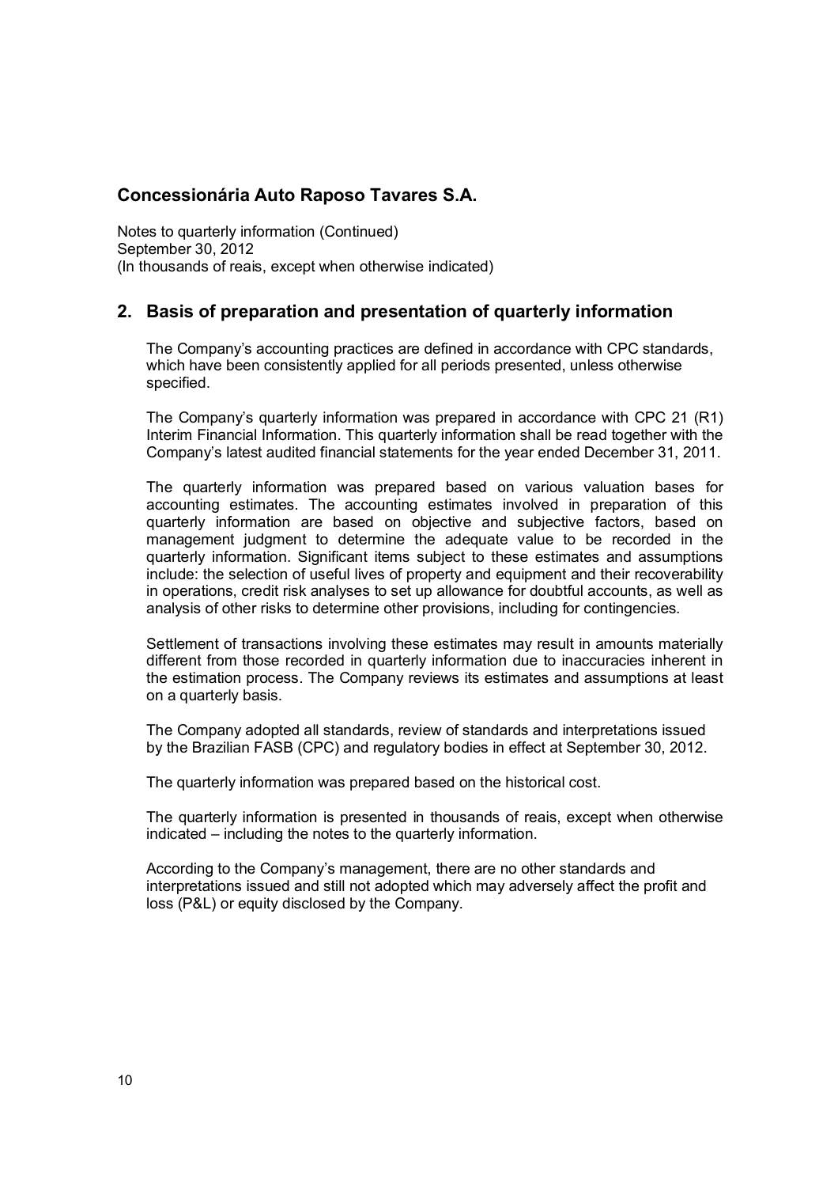# Concessionária Auto Raposo Tavares S.A.

Notes to quarterly information (Continued)
September 30, 2012
(In thousands of reais, except when otherwise indicated)

## 2. Basis of preparation and presentation of quarterly information

The Company's accounting practices are defined in accordance with CPC standards, which have been consistently applied for all periods presented, unless otherwise specified.

The Company's quarterly information was prepared in accordance with CPC 21 (R1) Interim Financial Information. This quarterly information shall be read together with the Company's latest audited financial statements for the year ended December 31, 2011.

The quarterly information was prepared based on various valuation bases for accounting estimates. The accounting estimates involved in preparation of this quarterly information are based on objective and subjective factors, based on management judgment to determine the adequate value to be recorded in the quarterly information. Significant items subject to these estimates and assumptions include: the selection of useful lives of property and equipment and their recoverability in operations, credit risk analyses to set up allowance for doubtful accounts, as well as analysis of other risks to determine other provisions, including for contingencies.

Settlement of transactions involving these estimates may result in amounts materially different from those recorded in quarterly information due to inaccuracies inherent in the estimation process. The Company reviews its estimates and assumptions at least on a quarterly basis.

The Company adopted all standards, review of standards and interpretations issued by the Brazilian FASB (CPC) and regulatory bodies in effect at September 30, 2012.

The quarterly information was prepared based on the historical cost.

The quarterly information is presented in thousands of reais, except when otherwise indicated – including the notes to the quarterly information.

According to the Company's management, there are no other standards and interpretations issued and still not adopted which may adversely affect the profit and loss (P&L) or equity disclosed by the Company.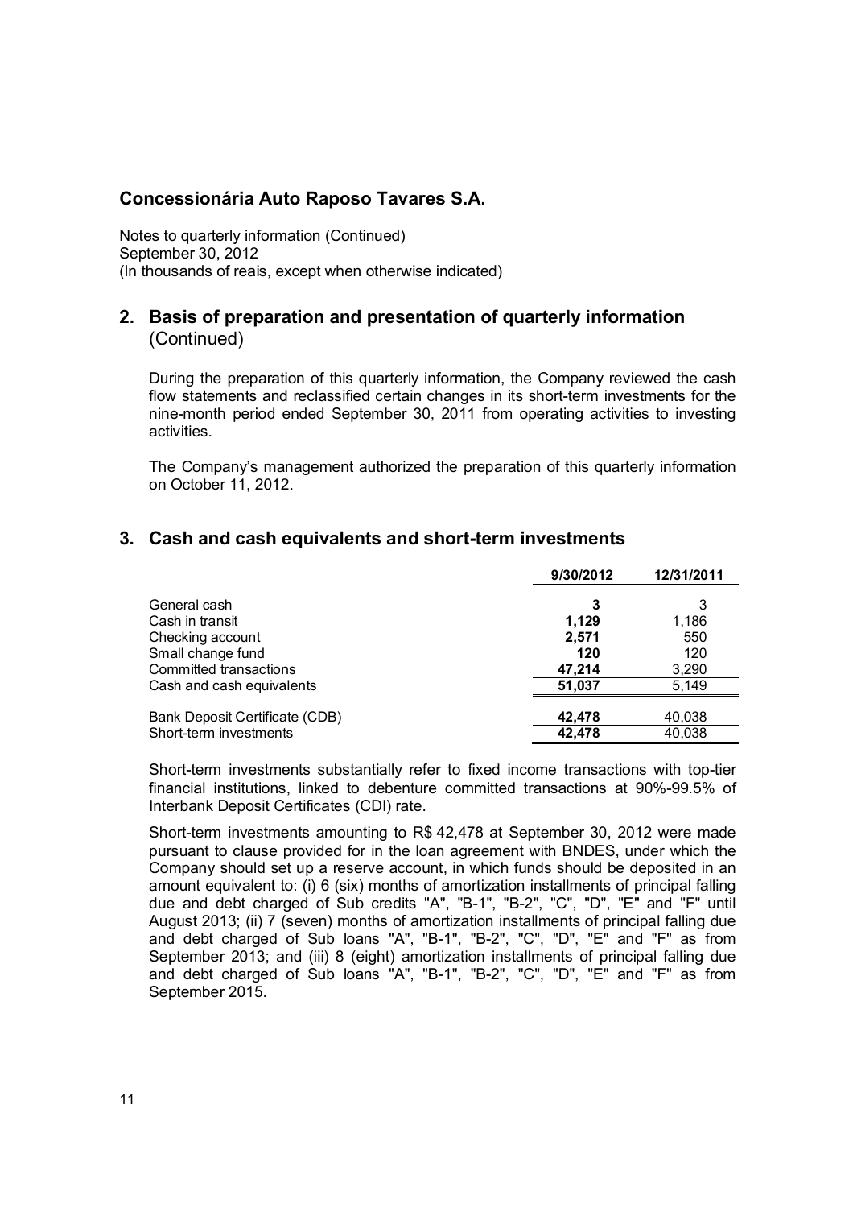## Concessionária Auto Raposo Tavares S.A.

Notes to quarterly information (Continued)
September 30, 2012
(In thousands of reais, except when otherwise indicated)

## 2. Basis of preparation and presentation of quarterly information (Continued)

During the preparation of this quarterly information, the Company reviewed the cash flow statements and reclassified certain changes in its short-term investments for the nine-month period ended September 30, 2011 from operating activities to investing activities.

The Company's management authorized the preparation of this quarterly information on October 11, 2012.

## 3. Cash and cash equivalents and short-term investments

| | 9/30/2012 | 12/31/2011 |
|---|---|---|
| General cash | **3** | 3 |
| Cash in transit | **1,129** | 1,186 |
| Checking account | **2,571** | 550 |
| Small change fund | **120** | 120 |
| Committed transactions | **47,214** | 3,290 |
| Cash and cash equivalents | **51,037** | 5,149 |
| | | |
| Bank Deposit Certificate (CDB) | **42,478** | 40,038 |
| Short-term investments | **42,478** | 40,038 |

Short-term investments substantially refer to fixed income transactions with top-tier financial institutions, linked to debenture committed transactions at 90%-99.5% of Interbank Deposit Certificates (CDI) rate.

Short-term investments amounting to R$ 42,478 at September 30, 2012 were made pursuant to clause provided for in the loan agreement with BNDES, under which the Company should set up a reserve account, in which funds should be deposited in an amount equivalent to: (i) 6 (six) months of amortization installments of principal falling due and debt charged of Sub credits "A", "B-1", "B-2", "C", "D", "E" and "F" until August 2013; (ii) 7 (seven) months of amortization installments of principal falling due and debt charged of Sub loans "A", "B-1", "B-2", "C", "D", "E" and "F" as from September 2013; and (iii) 8 (eight) amortization installments of principal falling due and debt charged of Sub loans "A", "B-1", "B-2", "C", "D", "E" and "F" as from September 2015.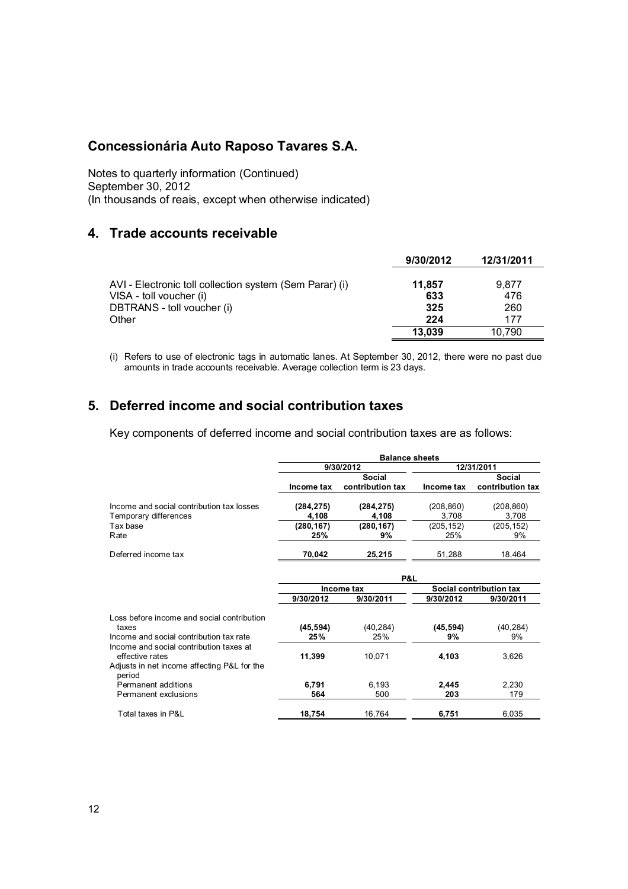# Concessionária Auto Raposo Tavares S.A.

Notes to quarterly information (Continued)
September 30, 2012
(In thousands of reais, except when otherwise indicated)

## 4. Trade accounts receivable

| | 9/30/2012 | 12/31/2011 |
|---|---|---|
| AVI - Electronic toll collection system (Sem Parar) (i) | **11,857** | 9,877 |
| VISA - toll voucher (i) | **633** | 476 |
| DBTRANS - toll voucher (i) | **325** | 260 |
| Other | **224** | 177 |
| | **13,039** | 10,790 |

(i) Refers to use of electronic tags in automatic lanes. At September 30, 2012, there were no past due amounts in trade accounts receivable. Average collection term is 23 days.

## 5. Deferred income and social contribution taxes

Key components of deferred income and social contribution taxes are as follows:

| | Balance sheets | | | |
|---|---|---|---|---|
| | 9/30/2012 | | 12/31/2011 | |
| | Income tax | Social contribution tax | Income tax | Social contribution tax |
| Income and social contribution tax losses | **(284,275)** | **(284,275)** | (208,860) | (208,860) |
| Temporary differences | **4,108** | **4,108** | 3,708 | 3,708 |
| Tax base | **(280,167)** | **(280,167)** | (205,152) | (205,152) |
| Rate | **25%** | **9%** | 25% | 9% |
| Deferred income tax | **70,042** | **25,215** | 51,288 | 18,464 |

| | P&L | | | |
|---|---|---|---|---|
| | Income tax | | Social contribution tax | |
| | 9/30/2012 | 9/30/2011 | 9/30/2012 | 9/30/2011 |
| Loss before income and social contribution taxes | **(45,594)** | (40,284) | **(45,594)** | (40,284) |
| Income and social contribution tax rate | **25%** | 25% | **9%** | 9% |
| Income and social contribution taxes at effective rates | **11,399** | 10,071 | **4,103** | 3,626 |
| Adjusts in net income affecting P&L for the period | | | | |
| Permanent additions | **6,791** | 6,193 | **2,445** | 2,230 |
| Permanent exclusions | **564** | 500 | **203** | 179 |
| Total taxes in P&L | **18,754** | 16,764 | **6,751** | 6,035 |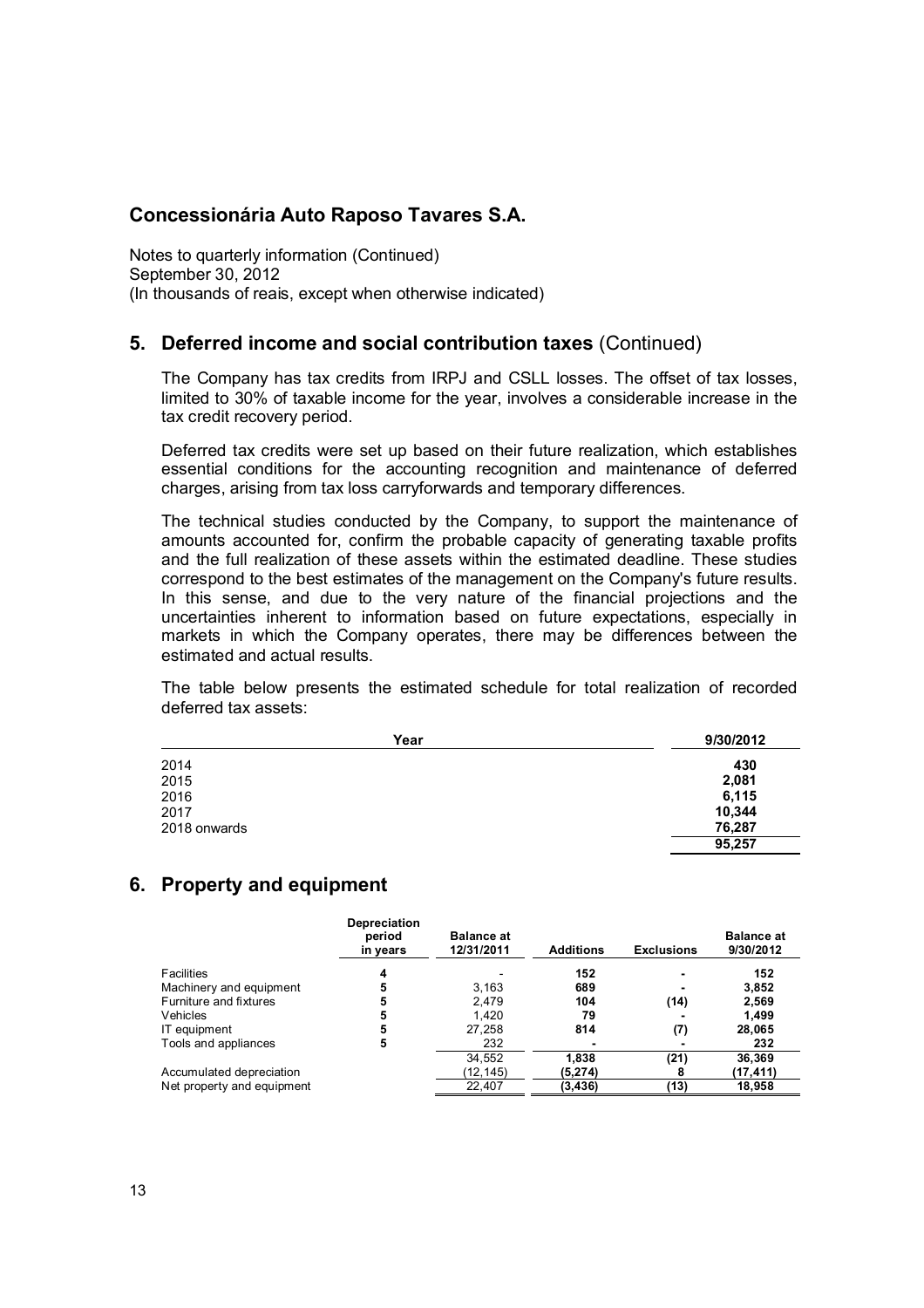# Concessionária Auto Raposo Tavares S.A.

Notes to quarterly information (Continued)
September 30, 2012
(In thousands of reais, except when otherwise indicated)

## 5. Deferred income and social contribution taxes (Continued)

The Company has tax credits from IRPJ and CSLL losses. The offset of tax losses, limited to 30% of taxable income for the year, involves a considerable increase in the tax credit recovery period.

Deferred tax credits were set up based on their future realization, which establishes essential conditions for the accounting recognition and maintenance of deferred charges, arising from tax loss carryforwards and temporary differences.

The technical studies conducted by the Company, to support the maintenance of amounts accounted for, confirm the probable capacity of generating taxable profits and the full realization of these assets within the estimated deadline. These studies correspond to the best estimates of the management on the Company's future results. In this sense, and due to the very nature of the financial projections and the uncertainties inherent to information based on future expectations, especially in markets in which the Company operates, there may be differences between the estimated and actual results.

The table below presents the estimated schedule for total realization of recorded deferred tax assets:

| Year | 9/30/2012 |
|---|---|
| 2014 | **430** |
| 2015 | **2,081** |
| 2016 | **6,115** |
| 2017 | **10,344** |
| 2018 onwards | **76,287** |
| | **95,257** |

## 6. Property and equipment

| | Depreciation period in years | Balance at 12/31/2011 | Additions | Exclusions | Balance at 9/30/2012 |
|---|---|---|---|---|---|
| Facilities | **4** | - | **152** | **-** | **152** |
| Machinery and equipment | **5** | 3,163 | **689** | **-** | **3,852** |
| Furniture and fixtures | **5** | 2,479 | **104** | **(14)** | **2,569** |
| Vehicles | **5** | 1,420 | **79** | **-** | **1,499** |
| IT equipment | **5** | 27,258 | **814** | **(7)** | **28,065** |
| Tools and appliances | **5** | 232 | **-** | **-** | **232** |
| | | 34,552 | **1,838** | **(21)** | **36,369** |
| Accumulated depreciation | | (12,145) | **(5,274)** | **8** | **(17,411)** |
| Net property and equipment | | 22,407 | **(3,436)** | **(13)** | **18,958** |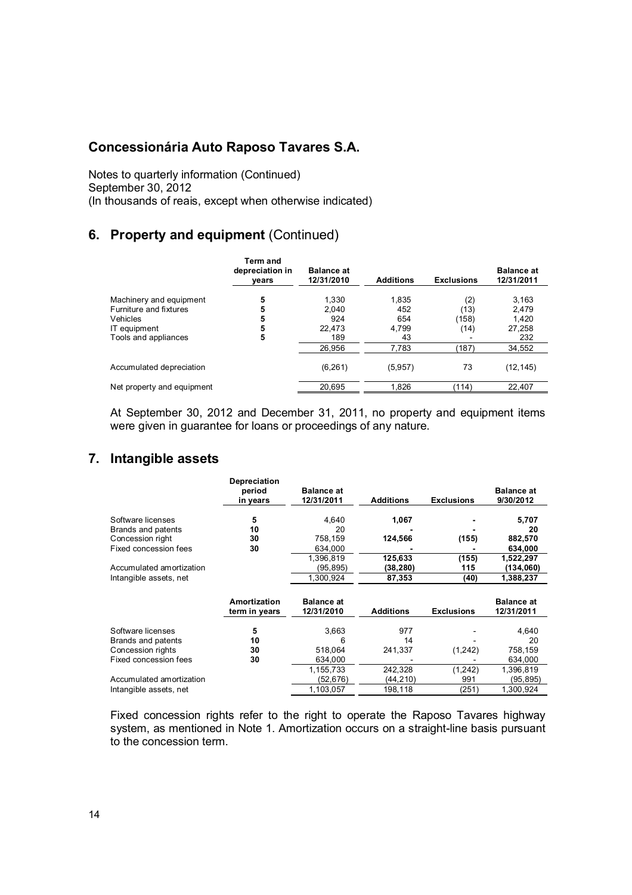# Concessionária Auto Raposo Tavares S.A.

Notes to quarterly information (Continued)
September 30, 2012
(In thousands of reais, except when otherwise indicated)

## 6. Property and equipment (Continued)

| | Term and depreciation in years | Balance at 12/31/2010 | Additions | Exclusions | Balance at 12/31/2011 |
|---|---|---|---|---|---|
| Machinery and equipment | 5 | 1,330 | 1,835 | (2) | 3,163 |
| Furniture and fixtures | 5 | 2,040 | 452 | (13) | 2,479 |
| Vehicles | 5 | 924 | 654 | (158) | 1,420 |
| IT equipment | 5 | 22,473 | 4,799 | (14) | 27,258 |
| Tools and appliances | 5 | 189 | 43 | - | 232 |
| | | 26,956 | 7,783 | (187) | 34,552 |
| Accumulated depreciation | | (6,261) | (5,957) | 73 | (12,145) |
| Net property and equipment | | 20,695 | 1,826 | (114) | 22,407 |

At September 30, 2012 and December 31, 2011, no property and equipment items were given in guarantee for loans or proceedings of any nature.

## 7. Intangible assets

| | Depreciation period in years | Balance at 12/31/2011 | Additions | Exclusions | Balance at 9/30/2012 |
|---|---|---|---|---|---|
| Software licenses | 5 | 4,640 | **1,067** | **-** | **5,707** |
| Brands and patents | 10 | 20 | **-** | **-** | **20** |
| Concession right | 30 | 758,159 | **124,566** | **(155)** | **882,570** |
| Fixed concession fees | 30 | 634,000 | **-** | **-** | **634,000** |
| | | 1,396,819 | **125,633** | **(155)** | **1,522,297** |
| Accumulated amortization | | (95,895) | **(38,280)** | **115** | **(134,060)** |
| Intangible assets, net | | 1,300,924 | **87,353** | **(40)** | **1,388,237** |

| | Amortization term in years | Balance at 12/31/2010 | Additions | Exclusions | Balance at 12/31/2011 |
|---|---|---|---|---|---|
| Software licenses | 5 | 3,663 | 977 | - | 4,640 |
| Brands and patents | 10 | 6 | 14 | - | 20 |
| Concession rights | 30 | 518,064 | 241,337 | (1,242) | 758,159 |
| Fixed concession fees | 30 | 634,000 | - | - | 634,000 |
| | | 1,155,733 | 242,328 | (1,242) | 1,396,819 |
| Accumulated amortization | | (52,676) | (44,210) | 991 | (95,895) |
| Intangible assets, net | | 1,103,057 | 198,118 | (251) | 1,300,924 |

Fixed concession rights refer to the right to operate the Raposo Tavares highway system, as mentioned in Note 1. Amortization occurs on a straight-line basis pursuant to the concession term.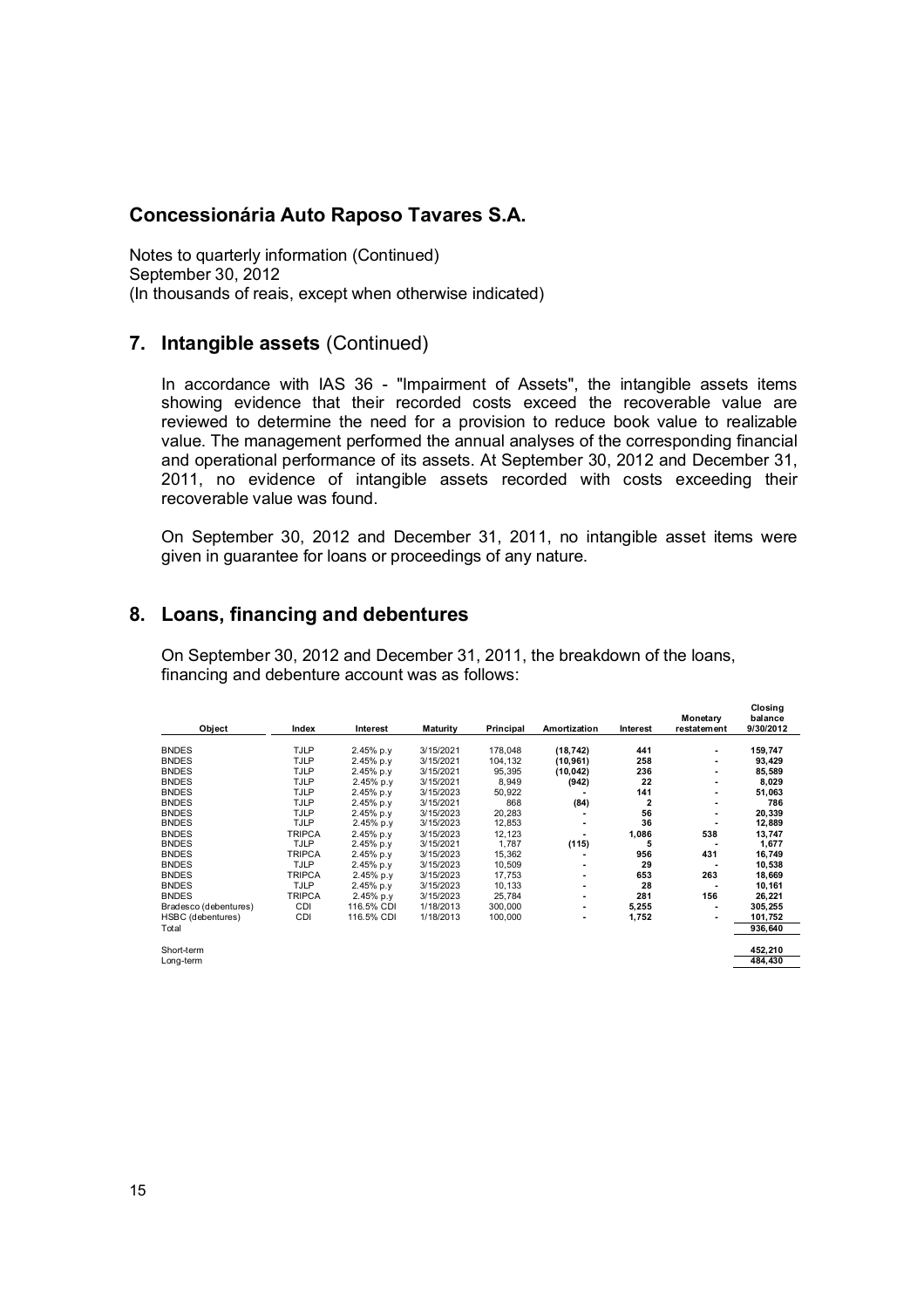## Concessionária Auto Raposo Tavares S.A.

Notes to quarterly information (Continued)
September 30, 2012
(In thousands of reais, except when otherwise indicated)

## 7. Intangible assets (Continued)

In accordance with IAS 36 - "Impairment of Assets", the intangible assets items showing evidence that their recorded costs exceed the recoverable value are reviewed to determine the need for a provision to reduce book value to realizable value. The management performed the annual analyses of the corresponding financial and operational performance of its assets. At September 30, 2012 and December 31, 2011, no evidence of intangible assets recorded with costs exceeding their recoverable value was found.

On September 30, 2012 and December 31, 2011, no intangible asset items were given in guarantee for loans or proceedings of any nature.

## 8. Loans, financing and debentures

On September 30, 2012 and December 31, 2011, the breakdown of the loans, financing and debenture account was as follows:

| Object | Index | Interest | Maturity | Principal | Amortization | Interest | Monetary restatement | Closing balance 9/30/2012 |
|---|---|---|---|---|---|---|---|---|
| BNDES | TJLP | 2.45% p.y | 3/15/2021 | 178,048 | (18,742) | 441 | - | 159,747 |
| BNDES | TJLP | 2.45% p.y | 3/15/2021 | 104,132 | (10,961) | 258 | - | 93,429 |
| BNDES | TJLP | 2.45% p.y | 3/15/2021 | 95,395 | (10,042) | 236 | - | 85,589 |
| BNDES | TJLP | 2.45% p.y | 3/15/2021 | 8,949 | (942) | 22 | - | 8,029 |
| BNDES | TJLP | 2.45% p.y | 3/15/2023 | 50,922 | - | 141 | - | 51,063 |
| BNDES | TJLP | 2.45% p.y | 3/15/2021 | 868 | (84) | 2 | - | 786 |
| BNDES | TJLP | 2.45% p.y | 3/15/2023 | 20,283 | - | 56 | - | 20,339 |
| BNDES | TJLP | 2.45% p.y | 3/15/2023 | 12,853 | - | 36 | - | 12,889 |
| BNDES | TRIPCA | 2.45% p.y | 3/15/2023 | 12,123 | - | 1,086 | 538 | 13,747 |
| BNDES | TJLP | 2.45% p.y | 3/15/2021 | 1,787 | (115) | 5 | - | 1,677 |
| BNDES | TRIPCA | 2.45% p.y | 3/15/2023 | 15,362 | - | 956 | 431 | 16,749 |
| BNDES | TJLP | 2.45% p.y | 3/15/2023 | 10,509 | - | 29 | - | 10,538 |
| BNDES | TRIPCA | 2.45% p.y | 3/15/2023 | 17,753 | - | 653 | 263 | 18,669 |
| BNDES | TJLP | 2.45% p.y | 3/15/2023 | 10,133 | - | 28 | - | 10,161 |
| BNDES | TRIPCA | 2.45% p.y | 3/15/2023 | 25,784 | - | 281 | 156 | 26,221 |
| Bradesco (debentures) | CDI | 116.5% CDI | 1/18/2013 | 300,000 | - | 5,255 | - | 305,255 |
| HSBC (debentures) | CDI | 116.5% CDI | 1/18/2013 | 100,000 | - | 1,752 | - | 101,752 |
| Total | | | | | | | | 936,640 |
| | | | | | | | | |
| Short-term | | | | | | | | 452,210 |
| Long-term | | | | | | | | 484,430 |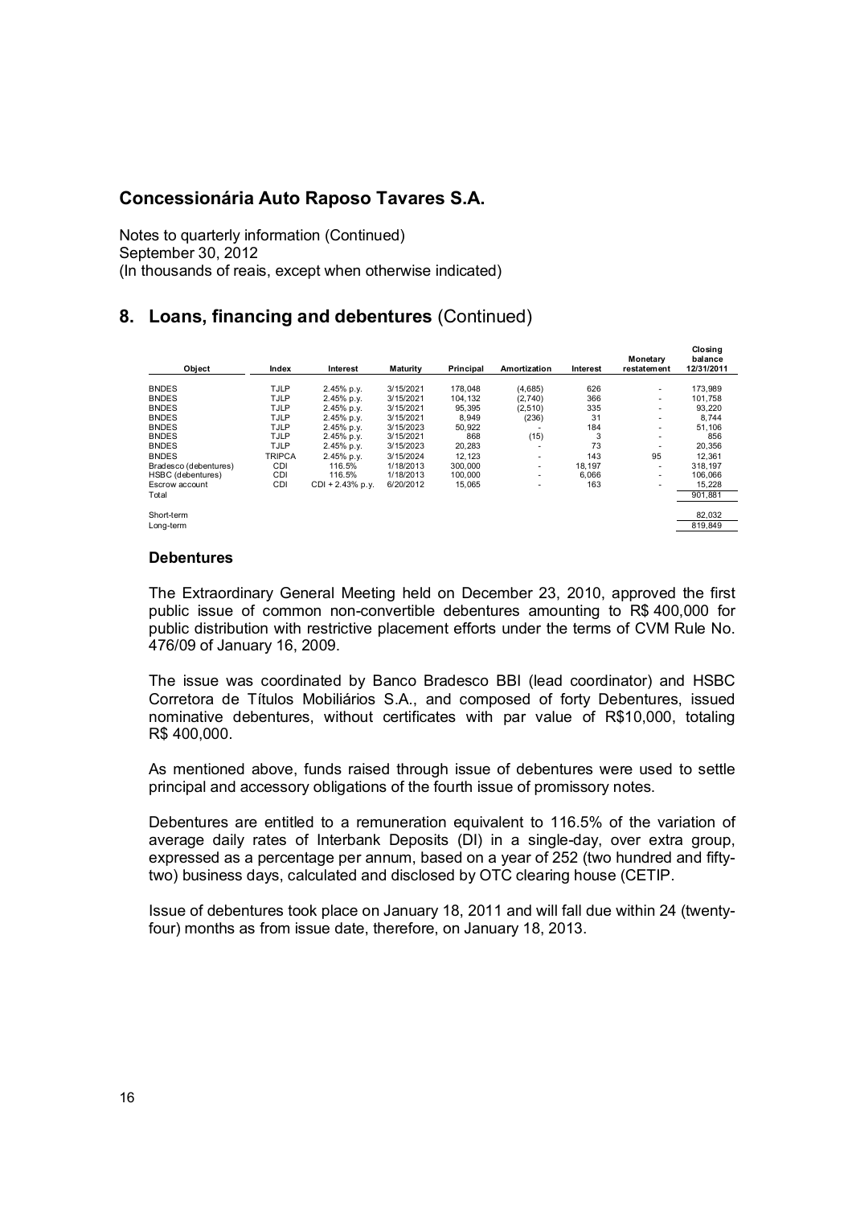# Concessionária Auto Raposo Tavares S.A.

Notes to quarterly information (Continued)
September 30, 2012
(In thousands of reais, except when otherwise indicated)

## 8. Loans, financing and debentures (Continued)

| Object | Index | Interest | Maturity | Principal | Amortization | Interest | Monetary restatement | Closing balance 12/31/2011 |
|---|---|---|---|---|---|---|---|---|
| BNDES | TJLP | 2.45% p.y. | 3/15/2021 | 178,048 | (4,685) | 626 | - | 173,989 |
| BNDES | TJLP | 2.45% p.y. | 3/15/2021 | 104,132 | (2,740) | 366 | - | 101,758 |
| BNDES | TJLP | 2.45% p.y. | 3/15/2021 | 95,395 | (2,510) | 335 | - | 93,220 |
| BNDES | TJLP | 2.45% p.y. | 3/15/2021 | 8,949 | (236) | 31 | - | 8,744 |
| BNDES | TJLP | 2.45% p.y. | 3/15/2023 | 50,922 | - | 184 | - | 51,106 |
| BNDES | TJLP | 2.45% p.y. | 3/15/2021 | 868 | (15) | 3 | - | 856 |
| BNDES | TJLP | 2.45% p.y. | 3/15/2023 | 20,283 | - | 73 | - | 20,356 |
| BNDES | TRIPCA | 2.45% p.y. | 3/15/2024 | 12,123 | - | 143 | 95 | 12,361 |
| Bradesco (debentures) | CDI | 116.5% | 1/18/2013 | 300,000 | - | 18,197 | - | 318,197 |
| HSBC (debentures) | CDI | 116.5% | 1/18/2013 | 100,000 | - | 6,066 | - | 106,066 |
| Escrow account | CDI | CDI + 2.43% p.y. | 6/20/2012 | 15,065 | - | 163 | - | 15,228 |
| Total | | | | | | | | 901,881 |
| | | | | | | | | |
| Short-term | | | | | | | | 82,032 |
| Long-term | | | | | | | | 819,849 |

### Debentures

The Extraordinary General Meeting held on December 23, 2010, approved the first public issue of common non-convertible debentures amounting to R$ 400,000 for public distribution with restrictive placement efforts under the terms of CVM Rule No. 476/09 of January 16, 2009.

The issue was coordinated by Banco Bradesco BBI (lead coordinator) and HSBC Corretora de Títulos Mobiliários S.A., and composed of forty Debentures, issued nominative debentures, without certificates with par value of R$10,000, totaling R$ 400,000.

As mentioned above, funds raised through issue of debentures were used to settle principal and accessory obligations of the fourth issue of promissory notes.

Debentures are entitled to a remuneration equivalent to 116.5% of the variation of average daily rates of Interbank Deposits (DI) in a single-day, over extra group, expressed as a percentage per annum, based on a year of 252 (two hundred and fifty-two) business days, calculated and disclosed by OTC clearing house (CETIP.

Issue of debentures took place on January 18, 2011 and will fall due within 24 (twenty-four) months as from issue date, therefore, on January 18, 2013.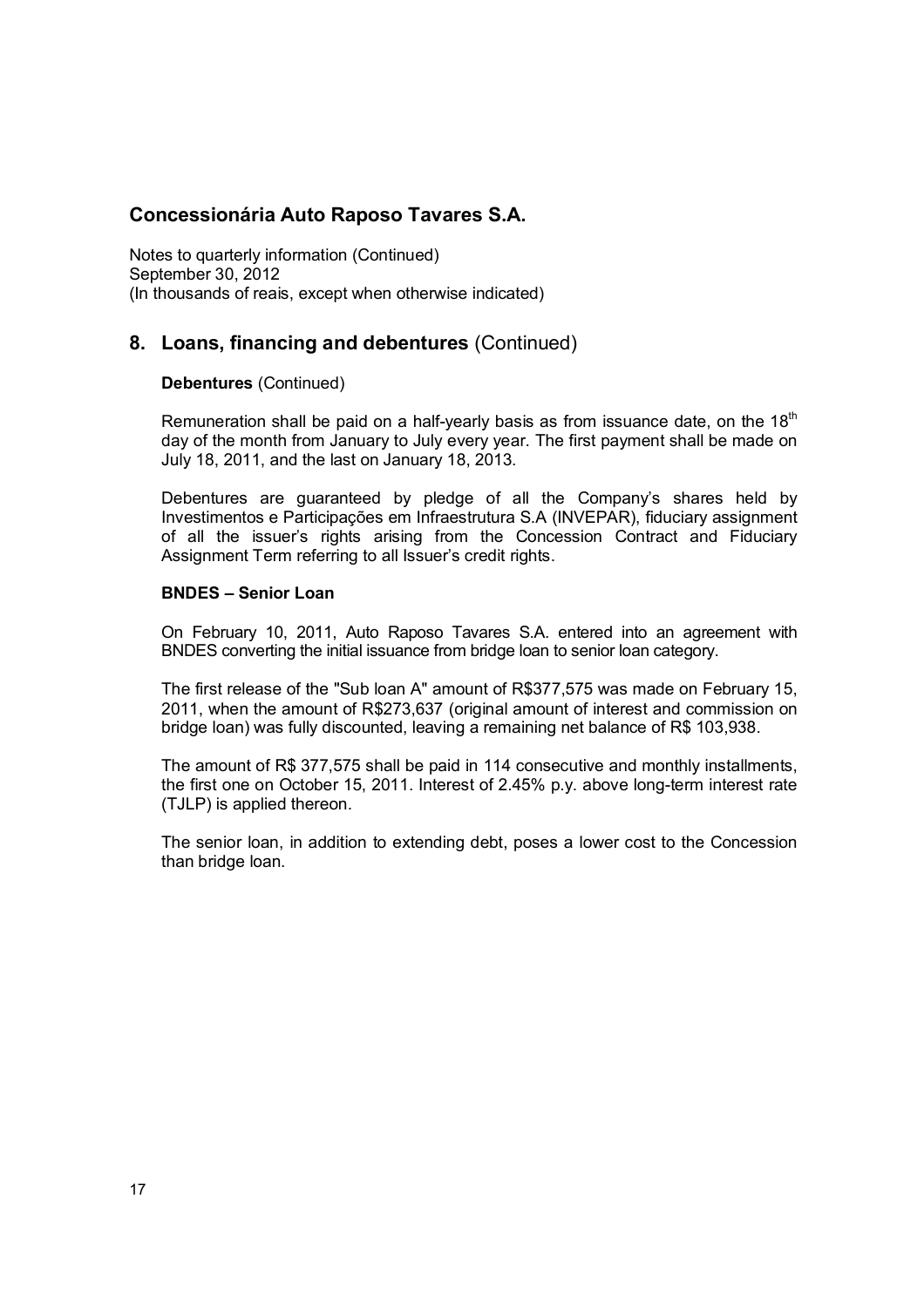# Concessionária Auto Raposo Tavares S.A.

Notes to quarterly information (Continued)
September 30, 2012
(In thousands of reais, except when otherwise indicated)

## 8. Loans, financing and debentures (Continued)

**Debentures** (Continued)

Remuneration shall be paid on a half-yearly basis as from issuance date, on the 18th day of the month from January to July every year. The first payment shall be made on July 18, 2011, and the last on January 18, 2013.

Debentures are guaranteed by pledge of all the Company's shares held by Investimentos e Participações em Infraestrutura S.A (INVEPAR), fiduciary assignment of all the issuer's rights arising from the Concession Contract and Fiduciary Assignment Term referring to all Issuer's credit rights.

**BNDES – Senior Loan**

On February 10, 2011, Auto Raposo Tavares S.A. entered into an agreement with BNDES converting the initial issuance from bridge loan to senior loan category.

The first release of the "Sub loan A" amount of R$377,575 was made on February 15, 2011, when the amount of R$273,637 (original amount of interest and commission on bridge loan) was fully discounted, leaving a remaining net balance of R$ 103,938.

The amount of R$ 377,575 shall be paid in 114 consecutive and monthly installments, the first one on October 15, 2011. Interest of 2.45% p.y. above long-term interest rate (TJLP) is applied thereon.

The senior loan, in addition to extending debt, poses a lower cost to the Concession than bridge loan.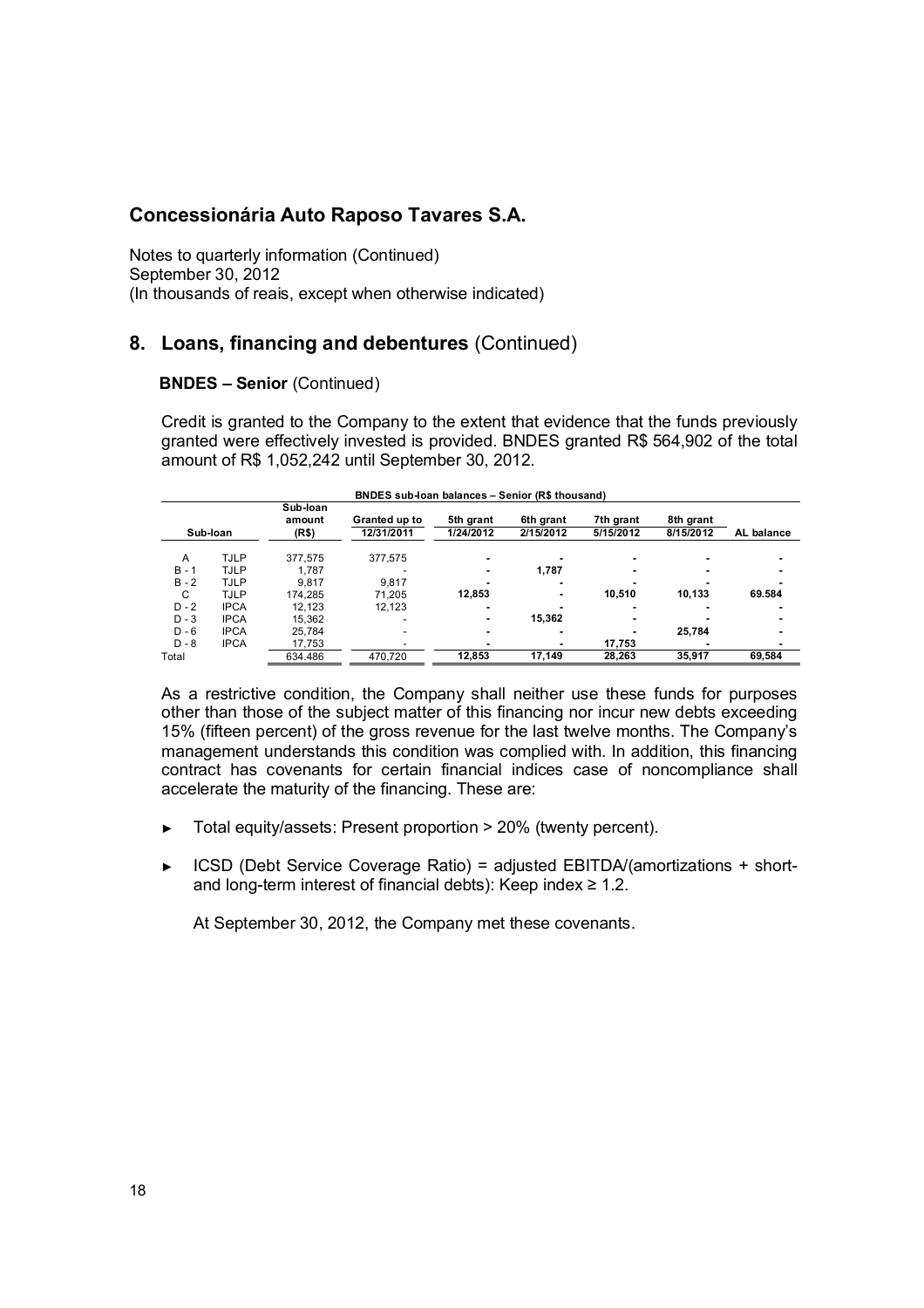# Concessionária Auto Raposo Tavares S.A.

Notes to quarterly information (Continued)
September 30, 2012
(In thousands of reais, except when otherwise indicated)

## 8. Loans, financing and debentures (Continued)

**BNDES – Senior** (Continued)

Credit is granted to the Company to the extent that evidence that the funds previously granted were effectively invested is provided. BNDES granted R$ 564,902 of the total amount of R$ 1,052,242 until September 30, 2012.

**BNDES sub-loan balances – Senior (R$ thousand)**

| Sub-loan | | Sub-loan amount (R$) | Granted up to 12/31/2011 | 5th grant 1/24/2012 | 6th grant 2/15/2012 | 7th grant 5/15/2012 | 8th grant 8/15/2012 | AL balance |
|---|---|---|---|---|---|---|---|---|
| A | TJLP | 377,575 | 377,575 | - | - | - | - | - |
| B - 1 | TJLP | 1,787 | - | - | 1,787 | - | - | - |
| B - 2 | TJLP | 9,817 | 9,817 | - | - | - | - | - |
| C | TJLP | 174,285 | 71,205 | 12,853 | - | 10,510 | 10,133 | 69.584 |
| D - 2 | IPCA | 12,123 | 12,123 | - | - | - | - | - |
| D - 3 | IPCA | 15,362 | - | - | 15,362 | - | - | - |
| D - 6 | IPCA | 25,784 | - | - | - | - | 25,784 | - |
| D - 8 | IPCA | 17,753 | - | - | - | 17,753 | - | - |
| Total | | 634.486 | 470,720 | 12,853 | 17,149 | 28,263 | 35,917 | 69,584 |

As a restrictive condition, the Company shall neither use these funds for purposes other than those of the subject matter of this financing nor incur new debts exceeding 15% (fifteen percent) of the gross revenue for the last twelve months. The Company's management understands this condition was complied with. In addition, this financing contract has covenants for certain financial indices case of noncompliance shall accelerate the maturity of the financing. These are:

- Total equity/assets: Present proportion > 20% (twenty percent).
- ICSD (Debt Service Coverage Ratio) = adjusted EBITDA/(amortizations + short- and long-term interest of financial debts): Keep index ≥ 1.2.

  At September 30, 2012, the Company met these covenants.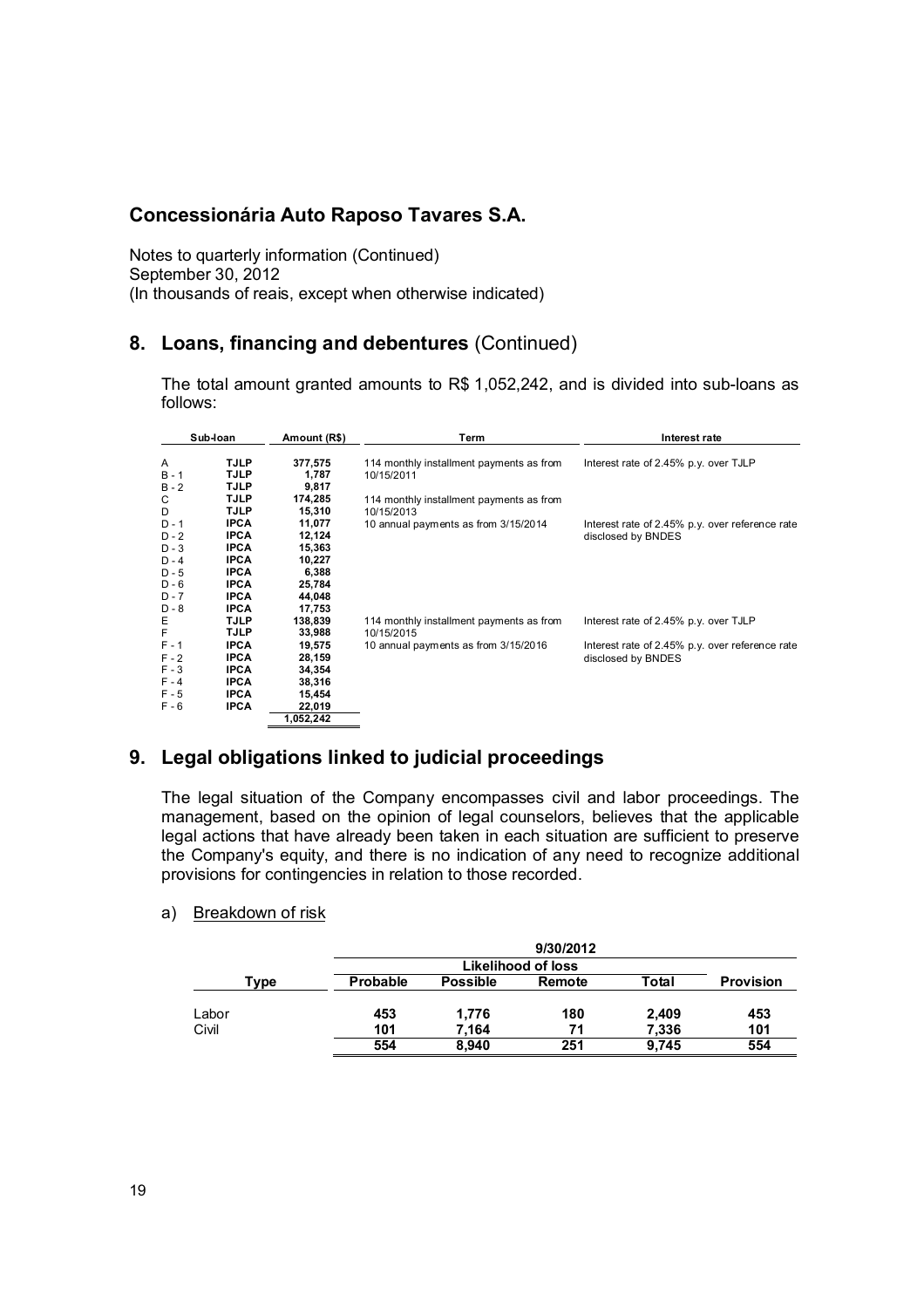# Concessionária Auto Raposo Tavares S.A.

Notes to quarterly information (Continued)
September 30, 2012
(In thousands of reais, except when otherwise indicated)

## 8. Loans, financing and debentures (Continued)

The total amount granted amounts to R$ 1,052,242, and is divided into sub-loans as follows:

| Sub-loan | | Amount (R$) | Term | Interest rate |
|---|---|---|---|---|
| A | **TJLP** | **377,575** | 114 monthly installment payments as from 10/15/2011 | Interest rate of 2.45% p.y. over TJLP |
| B - 1 | **TJLP** | **1,787** | | |
| B - 2 | **TJLP** | **9,817** | | |
| C | **TJLP** | **174,285** | 114 monthly installment payments as from 10/15/2013 | |
| D | **TJLP** | **15,310** | | |
| D - 1 | **IPCA** | **11,077** | 10 annual payments as from 3/15/2014 | Interest rate of 2.45% p.y. over reference rate disclosed by BNDES |
| D - 2 | **IPCA** | **12,124** | | |
| D - 3 | **IPCA** | **15,363** | | |
| D - 4 | **IPCA** | **10,227** | | |
| D - 5 | **IPCA** | **6,388** | | |
| D - 6 | **IPCA** | **25,784** | | |
| D - 7 | **IPCA** | **44,048** | | |
| D - 8 | **IPCA** | **17,753** | | |
| E | **TJLP** | **138,839** | 114 monthly installment payments as from 10/15/2015 | Interest rate of 2.45% p.y. over TJLP |
| F | **TJLP** | **33,988** | | |
| F - 1 | **IPCA** | **19,575** | 10 annual payments as from 3/15/2016 | Interest rate of 2.45% p.y. over reference rate disclosed by BNDES |
| F - 2 | **IPCA** | **28,159** | | |
| F - 3 | **IPCA** | **34,354** | | |
| F - 4 | **IPCA** | **38,316** | | |
| F - 5 | **IPCA** | **15,454** | | |
| F - 6 | **IPCA** | **22,019** | | |
| | | **1,052,242** | | |

## 9. Legal obligations linked to judicial proceedings

The legal situation of the Company encompasses civil and labor proceedings. The management, based on the opinion of legal counselors, believes that the applicable legal actions that have already been taken in each situation are sufficient to preserve the Company's equity, and there is no indication of any need to recognize additional provisions for contingencies in relation to those recorded.

a) Breakdown of risk

| | **9/30/2012** | | | | |
|---|---|---|---|---|---|
| | **Likelihood of loss** | | | | |
| **Type** | **Probable** | **Possible** | **Remote** | **Total** | **Provision** |
| Labor | **453** | **1,776** | **180** | **2,409** | **453** |
| Civil | **101** | **7,164** | **71** | **7,336** | **101** |
| | **554** | **8,940** | **251** | **9,745** | **554** |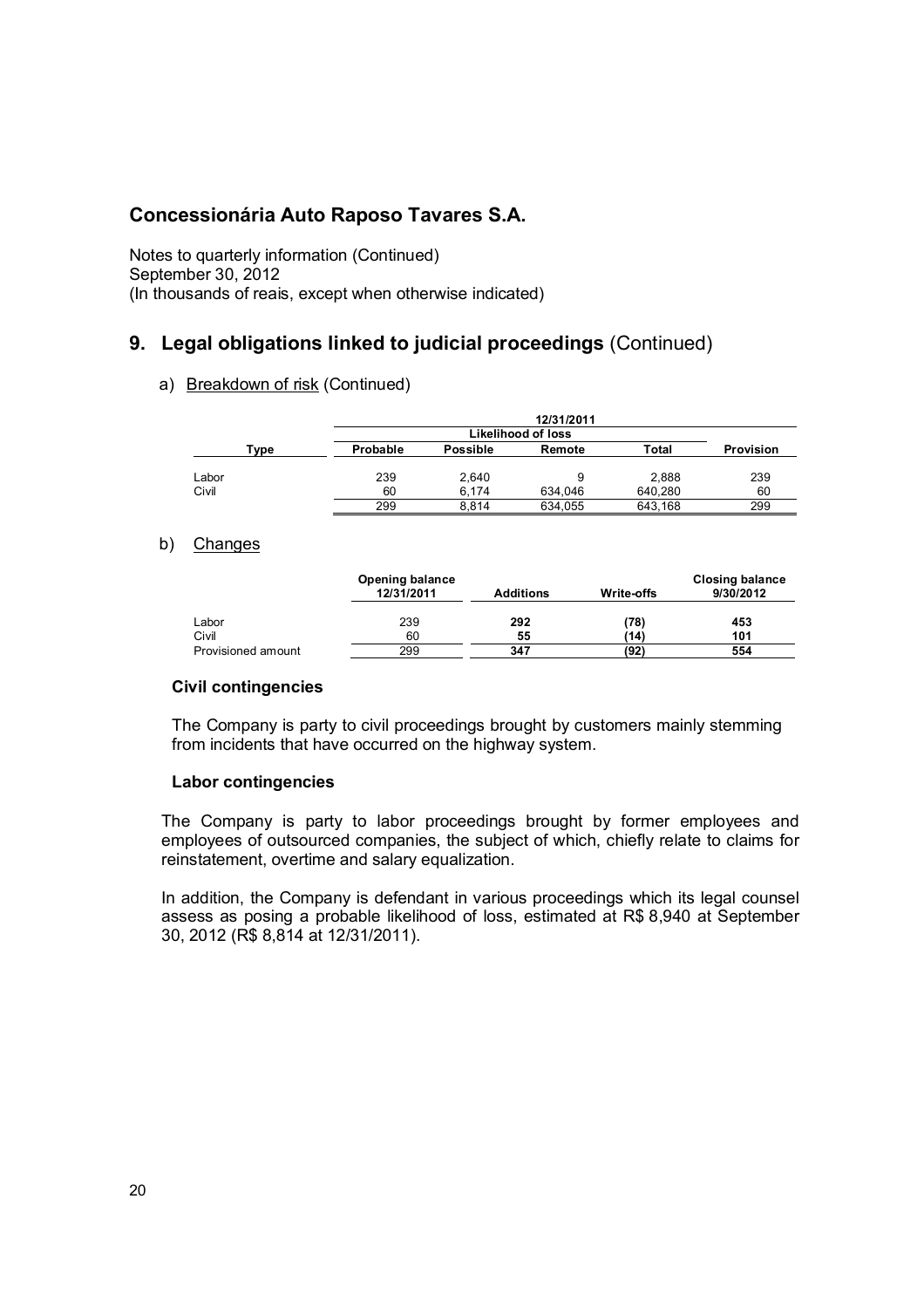## Concessionária Auto Raposo Tavares S.A.

Notes to quarterly information (Continued)
September 30, 2012
(In thousands of reais, except when otherwise indicated)

## 9. Legal obligations linked to judicial proceedings (Continued)

a) Breakdown of risk (Continued)

| | 12/31/2011 | | | | |
|---|---|---|---|---|---|
| | Likelihood of loss | | | | |
| Type | Probable | Possible | Remote | Total | Provision |
| Labor | 239 | 2,640 | 9 | 2,888 | 239 |
| Civil | 60 | 6,174 | 634,046 | 640,280 | 60 |
| | 299 | 8,814 | 634,055 | 643,168 | 299 |

b) Changes

| | Opening balance 12/31/2011 | Additions | Write-offs | Closing balance 9/30/2012 |
|---|---|---|---|---|
| Labor | 239 | **292** | **(78)** | **453** |
| Civil | 60 | **55** | **(14)** | **101** |
| Provisioned amount | 299 | **347** | **(92)** | **554** |

**Civil contingencies**

The Company is party to civil proceedings brought by customers mainly stemming from incidents that have occurred on the highway system.

**Labor contingencies**

The Company is party to labor proceedings brought by former employees and employees of outsourced companies, the subject of which, chiefly relate to claims for reinstatement, overtime and salary equalization.

In addition, the Company is defendant in various proceedings which its legal counsel assess as posing a probable likelihood of loss, estimated at R$ 8,940 at September 30, 2012 (R$ 8,814 at 12/31/2011).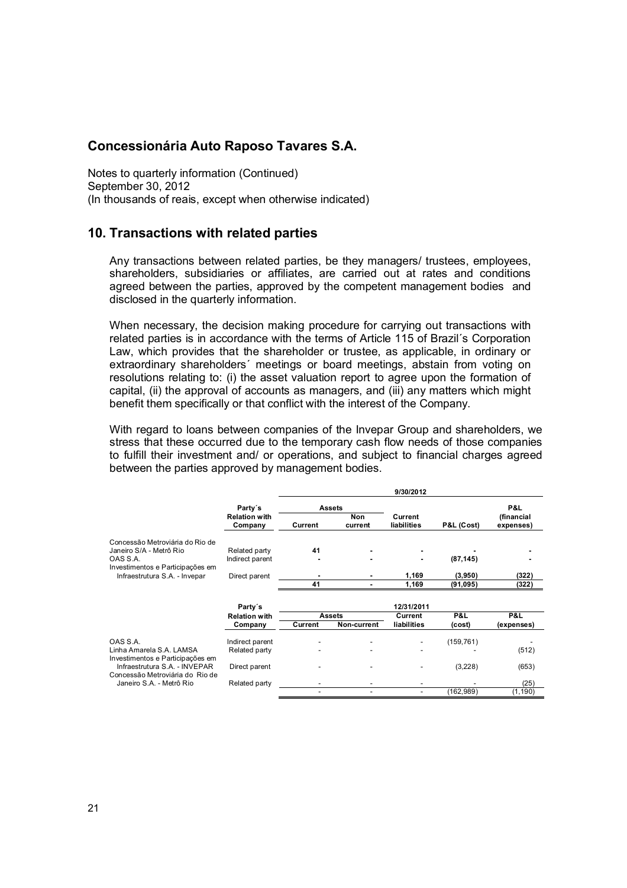## Concessionária Auto Raposo Tavares S.A.

Notes to quarterly information (Continued)
September 30, 2012
(In thousands of reais, except when otherwise indicated)

## 10. Transactions with related parties

Any transactions between related parties, be they managers/ trustees, employees, shareholders, subsidiaries or affiliates, are carried out at rates and conditions agreed between the parties, approved by the competent management bodies and disclosed in the quarterly information.

When necessary, the decision making procedure for carrying out transactions with related parties is in accordance with the terms of Article 115 of Brazil´s Corporation Law, which provides that the shareholder or trustee, as applicable, in ordinary or extraordinary shareholders´ meetings or board meetings, abstain from voting on resolutions relating to: (i) the asset valuation report to agree upon the formation of capital, (ii) the approval of accounts as managers, and (iii) any matters which might benefit them specifically or that conflict with the interest of the Company.

With regard to loans between companies of the Invepar Group and shareholders, we stress that these occurred due to the temporary cash flow needs of those companies to fulfill their investment and/ or operations, and subject to financial charges agreed between the parties approved by management bodies.

| | Party´s Relation with Company | 9/30/2012 | | | | |
|---|---|---|---|---|---|---|
| | | Assets | | | | |
| | | Current | Non current | Current liabilities | P&L (Cost) | P&L (financial expenses) |
| Concessão Metroviária do Rio de Janeiro S/A - Metrô Rio | Related party | 41 | - | - | - | - |
| OAS S.A. | Indirect parent | - | - | - | (87,145) | - |
| Investimentos e Participações em Infraestrutura S.A. - Invepar | Direct parent | - | - | 1,169 | (3,950) | (322) |
| | | 41 | - | 1,169 | (91,095) | (322) |

| | Party´s Relation with Company | 12/31/2011 | | | | |
|---|---|---|---|---|---|---|
| | | Assets | | | | |
| | | Current | Non-current | Current liabilities | P&L (cost) | P&L (expenses) |
| OAS S.A. | Indirect parent | - | - | - | (159,761) | - |
| Linha Amarela S.A. LAMSA | Related party | - | - | - | - | (512) |
| Investimentos e Participações em Infraestrutura S.A. - INVEPAR | Direct parent | - | - | - | (3,228) | (653) |
| Concessão Metroviária do Rio de Janeiro S.A. - Metrô Rio | Related party | - | - | - | - | (25) |
| | | - | - | - | (162,989) | (1,190) |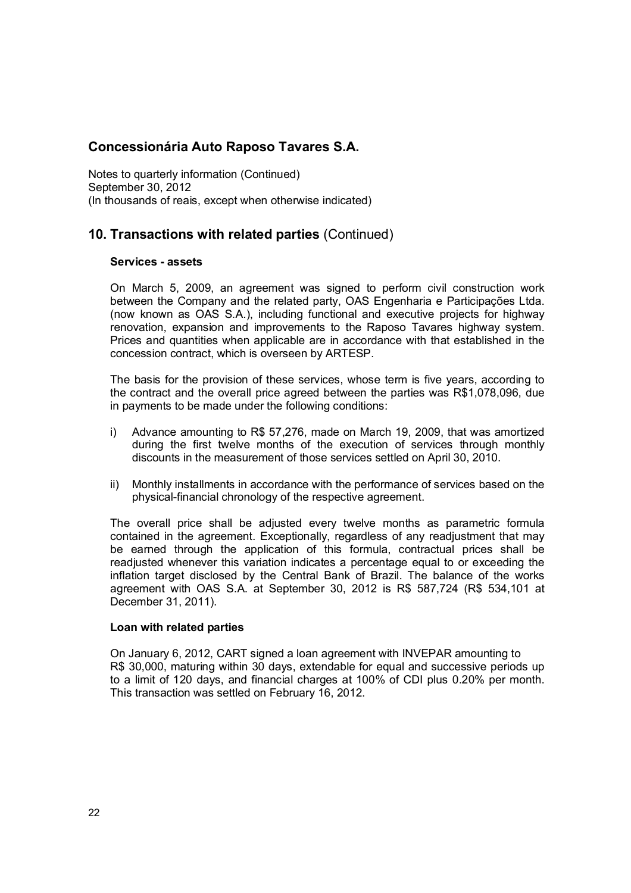# Concessionária Auto Raposo Tavares S.A.

Notes to quarterly information (Continued)
September 30, 2012
(In thousands of reais, except when otherwise indicated)

## 10. Transactions with related parties (Continued)

**Services - assets**

On March 5, 2009, an agreement was signed to perform civil construction work between the Company and the related party, OAS Engenharia e Participações Ltda. (now known as OAS S.A.), including functional and executive projects for highway renovation, expansion and improvements to the Raposo Tavares highway system. Prices and quantities when applicable are in accordance with that established in the concession contract, which is overseen by ARTESP.

The basis for the provision of these services, whose term is five years, according to the contract and the overall price agreed between the parties was R$1,078,096, due in payments to be made under the following conditions:

i) Advance amounting to R$ 57,276, made on March 19, 2009, that was amortized during the first twelve months of the execution of services through monthly discounts in the measurement of those services settled on April 30, 2010.

ii) Monthly installments in accordance with the performance of services based on the physical-financial chronology of the respective agreement.

The overall price shall be adjusted every twelve months as parametric formula contained in the agreement. Exceptionally, regardless of any readjustment that may be earned through the application of this formula, contractual prices shall be readjusted whenever this variation indicates a percentage equal to or exceeding the inflation target disclosed by the Central Bank of Brazil. The balance of the works agreement with OAS S.A. at September 30, 2012 is R$ 587,724 (R$ 534,101 at December 31, 2011).

**Loan with related parties**

On January 6, 2012, CART signed a loan agreement with INVEPAR amounting to R$ 30,000, maturing within 30 days, extendable for equal and successive periods up to a limit of 120 days, and financial charges at 100% of CDI plus 0.20% per month. This transaction was settled on February 16, 2012.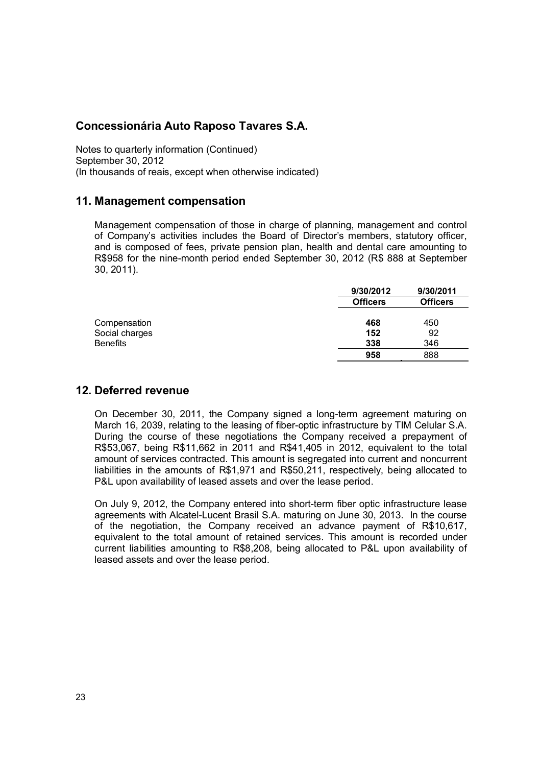## Concessionária Auto Raposo Tavares S.A.

Notes to quarterly information (Continued)
September 30, 2012
(In thousands of reais, except when otherwise indicated)

## 11. Management compensation

Management compensation of those in charge of planning, management and control of Company's activities includes the Board of Director's members, statutory officer, and is composed of fees, private pension plan, health and dental care amounting to R$958 for the nine-month period ended September 30, 2012 (R$ 888 at September 30, 2011).

| | 9/30/2012 | 9/30/2011 |
|---|---|---|
| | **Officers** | **Officers** |
| Compensation | **468** | 450 |
| Social charges | **152** | 92 |
| Benefits | **338** | 346 |
| | **958** | 888 |

## 12. Deferred revenue

On December 30, 2011, the Company signed a long-term agreement maturing on March 16, 2039, relating to the leasing of fiber-optic infrastructure by TIM Celular S.A. During the course of these negotiations the Company received a prepayment of R$53,067, being R$11,662 in 2011 and R$41,405 in 2012, equivalent to the total amount of services contracted. This amount is segregated into current and noncurrent liabilities in the amounts of R$1,971 and R$50,211, respectively, being allocated to P&L upon availability of leased assets and over the lease period.

On July 9, 2012, the Company entered into short-term fiber optic infrastructure lease agreements with Alcatel-Lucent Brasil S.A. maturing on June 30, 2013. In the course of the negotiation, the Company received an advance payment of R$10,617, equivalent to the total amount of retained services. This amount is recorded under current liabilities amounting to R$8,208, being allocated to P&L upon availability of leased assets and over the lease period.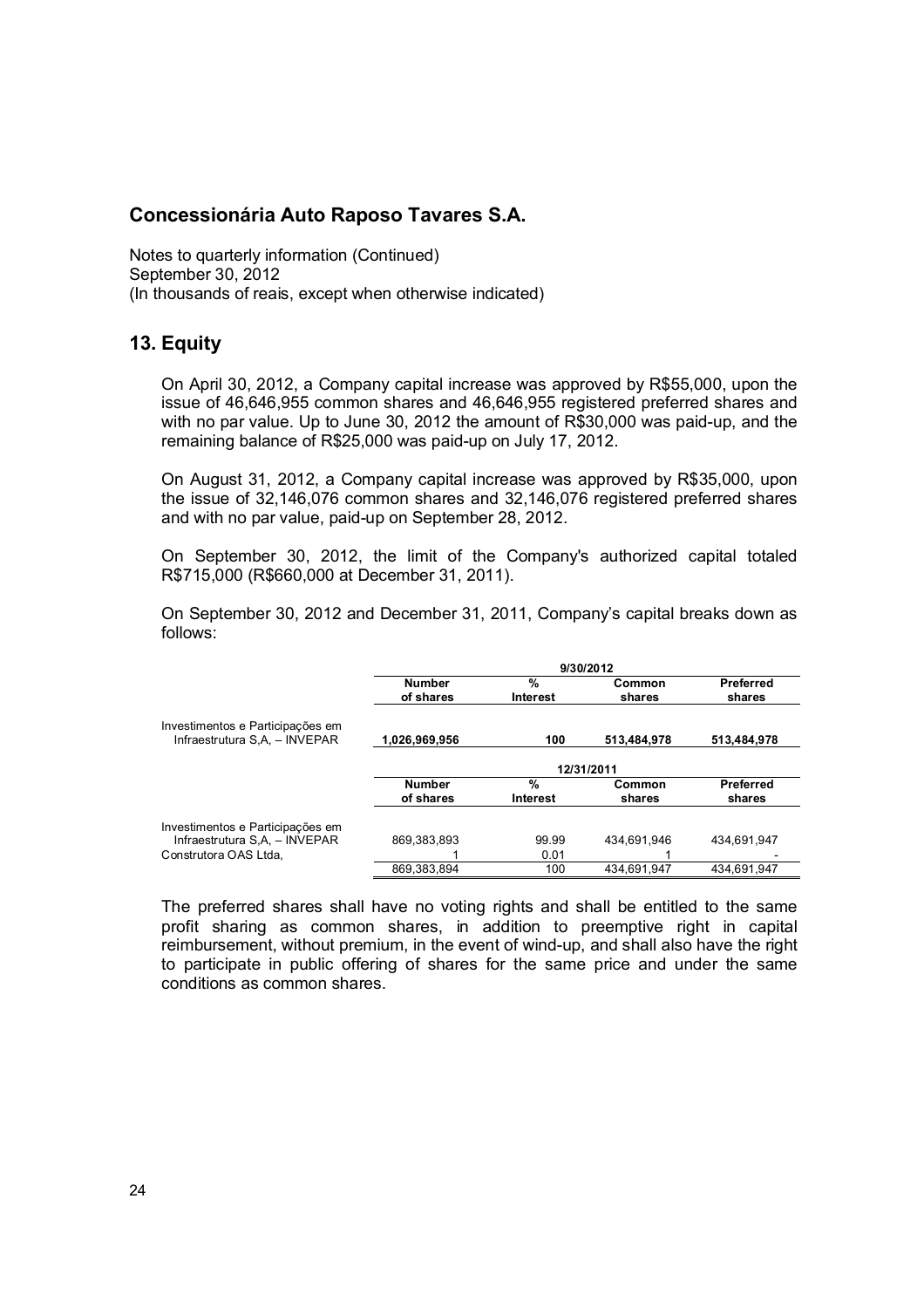## Concessionária Auto Raposo Tavares S.A.

Notes to quarterly information (Continued)
September 30, 2012
(In thousands of reais, except when otherwise indicated)

## 13. Equity

On April 30, 2012, a Company capital increase was approved by R$55,000, upon the issue of 46,646,955 common shares and 46,646,955 registered preferred shares and with no par value. Up to June 30, 2012 the amount of R$30,000 was paid-up, and the remaining balance of R$25,000 was paid-up on July 17, 2012.

On August 31, 2012, a Company capital increase was approved by R$35,000, upon the issue of 32,146,076 common shares and 32,146,076 registered preferred shares and with no par value, paid-up on September 28, 2012.

On September 30, 2012, the limit of the Company's authorized capital totaled R$715,000 (R$660,000 at December 31, 2011).

On September 30, 2012 and December 31, 2011, Company's capital breaks down as follows:

| | 9/30/2012 | | | |
|---|---|---|---|---|
| | Number of shares | % Interest | Common shares | Preferred shares |
| Investimentos e Participações em Infraestrutura S,A, – INVEPAR | **1,026,969,956** | **100** | **513,484,978** | **513,484,978** |

| | 12/31/2011 | | | |
|---|---|---|---|---|
| | Number of shares | % Interest | Common shares | Preferred shares |
| Investimentos e Participações em Infraestrutura S,A, – INVEPAR | 869,383,893 | 99.99 | 434,691,946 | 434,691,947 |
| Construtora OAS Ltda, | 1 | 0.01 | 1 | - |
| | 869,383,894 | 100 | 434,691,947 | 434,691,947 |

The preferred shares shall have no voting rights and shall be entitled to the same profit sharing as common shares, in addition to preemptive right in capital reimbursement, without premium, in the event of wind-up, and shall also have the right to participate in public offering of shares for the same price and under the same conditions as common shares.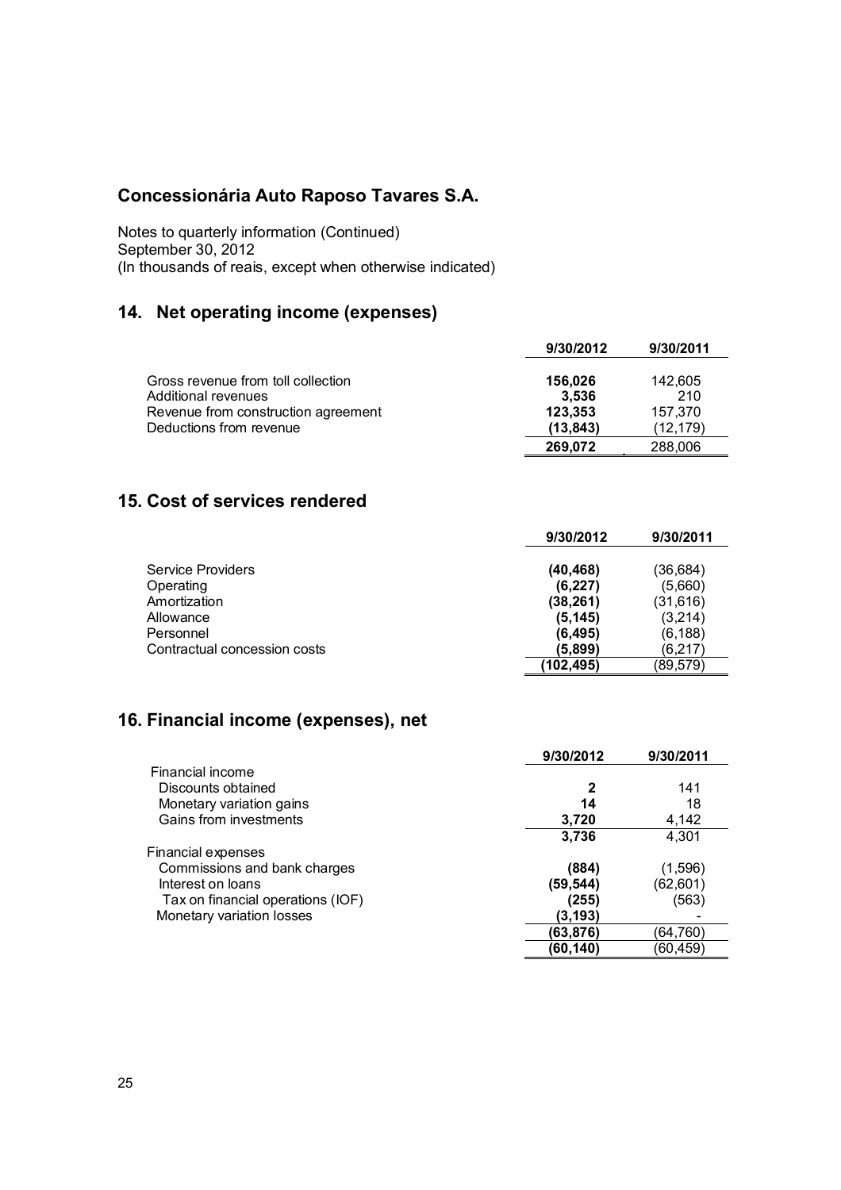## Concessionária Auto Raposo Tavares S.A.

Notes to quarterly information (Continued)
September 30, 2012
(In thousands of reais, except when otherwise indicated)

## 14. Net operating income (expenses)

| | 9/30/2012 | 9/30/2011 |
|---|---|---|
| Gross revenue from toll collection | **156,026** | 142,605 |
| Additional revenues | **3,536** | 210 |
| Revenue from construction agreement | **123,353** | 157,370 |
| Deductions from revenue | **(13,843)** | (12,179) |
| | **269,072** | 288,006 |

## 15. Cost of services rendered

| | 9/30/2012 | 9/30/2011 |
|---|---|---|
| Service Providers | **(40,468)** | (36,684) |
| Operating | **(6,227)** | (5,660) |
| Amortization | **(38,261)** | (31,616) |
| Allowance | **(5,145)** | (3,214) |
| Personnel | **(6,495)** | (6,188) |
| Contractual concession costs | **(5,899)** | (6,217) |
| | **(102,495)** | (89,579) |

## 16. Financial income (expenses), net

| | 9/30/2012 | 9/30/2011 |
|---|---|---|
| Financial income | | |
| Discounts obtained | **2** | 141 |
| Monetary variation gains | **14** | 18 |
| Gains from investments | **3,720** | 4,142 |
| | **3,736** | 4,301 |
| Financial expenses | | |
| Commissions and bank charges | **(884)** | (1,596) |
| Interest on loans | **(59,544)** | (62,601) |
| Tax on financial operations (IOF) | **(255)** | (563) |
| Monetary variation losses | **(3,193)** | - |
| | **(63,876)** | (64,760) |
| | **(60,140)** | (60,459) |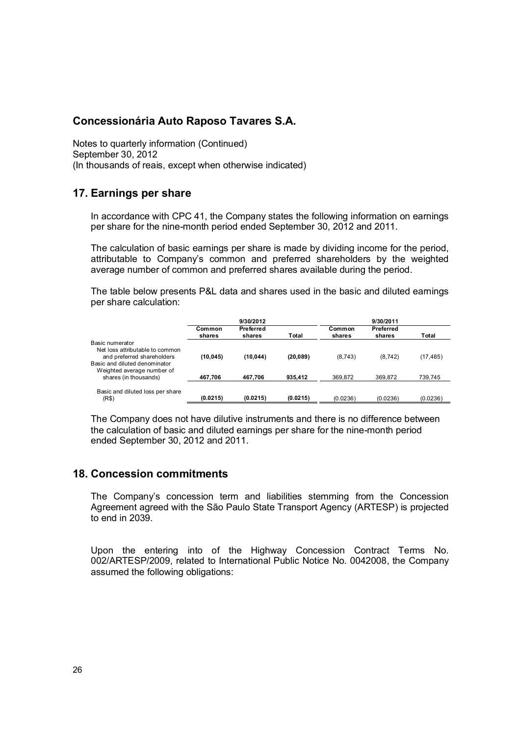**Concessionária Auto Raposo Tavares S.A.**

Notes to quarterly information (Continued)
September 30, 2012
(In thousands of reais, except when otherwise indicated)

## 17. Earnings per share

In accordance with CPC 41, the Company states the following information on earnings per share for the nine-month period ended September 30, 2012 and 2011.

The calculation of basic earnings per share is made by dividing income for the period, attributable to Company's common and preferred shareholders by the weighted average number of common and preferred shares available during the period.

The table below presents P&L data and shares used in the basic and diluted earnings per share calculation:

| | 9/30/2012 | | | 9/30/2011 | | |
|---|---|---|---|---|---|---|
| | Common shares | Preferred shares | Total | Common shares | Preferred shares | Total |
| Basic numerator | | | | | | |
| Net loss attributable to common and preferred shareholders | **(10,045)** | **(10,044)** | **(20,089)** | (8,743) | (8,742) | (17,485) |
| Basic and diluted denominator | | | | | | |
| Weighted average number of shares (in thousands) | **467,706** | **467,706** | **935,412** | 369,872 | 369,872 | 739,745 |
| Basic and diluted loss per share (R$) | **(0.0215)** | **(0.0215)** | **(0.0215)** | (0.0236) | (0.0236) | (0.0236) |

The Company does not have dilutive instruments and there is no difference between the calculation of basic and diluted earnings per share for the nine-month period ended September 30, 2012 and 2011.

## 18. Concession commitments

The Company's concession term and liabilities stemming from the Concession Agreement agreed with the São Paulo State Transport Agency (ARTESP) is projected to end in 2039.

Upon the entering into of the Highway Concession Contract Terms No. 002/ARTESP/2009, related to International Public Notice No. 0042008, the Company assumed the following obligations: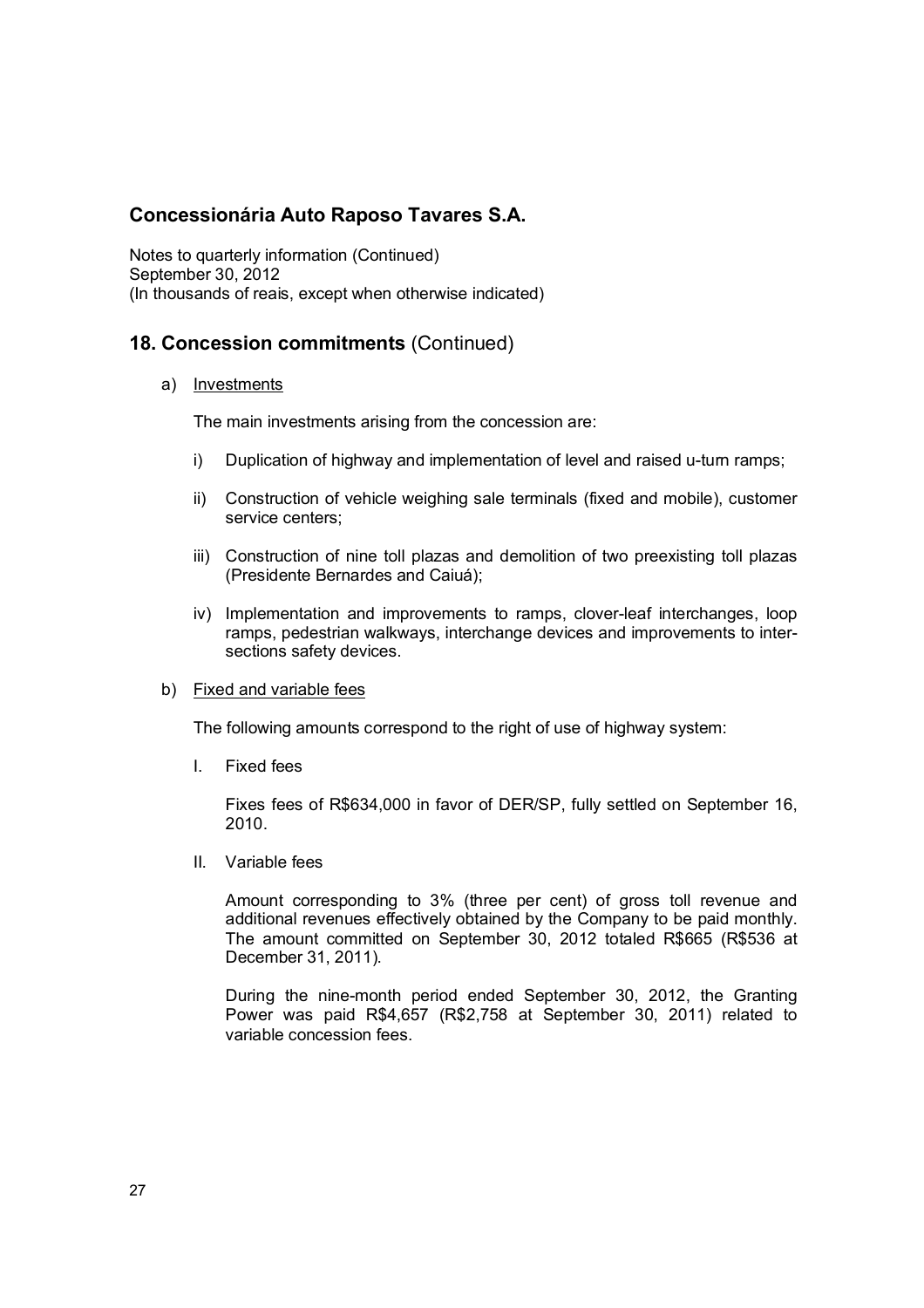# Concessionária Auto Raposo Tavares S.A.

Notes to quarterly information (Continued)
September 30, 2012
(In thousands of reais, except when otherwise indicated)

## 18. Concession commitments (Continued)

a) Investments

The main investments arising from the concession are:

i) Duplication of highway and implementation of level and raised u-turn ramps;

ii) Construction of vehicle weighing sale terminals (fixed and mobile), customer service centers;

iii) Construction of nine toll plazas and demolition of two preexisting toll plazas (Presidente Bernardes and Caiuá);

iv) Implementation and improvements to ramps, clover-leaf interchanges, loop ramps, pedestrian walkways, interchange devices and improvements to inter-sections safety devices.

b) Fixed and variable fees

The following amounts correspond to the right of use of highway system:

I. Fixed fees

Fixes fees of R$634,000 in favor of DER/SP, fully settled on September 16, 2010.

II. Variable fees

Amount corresponding to 3% (three per cent) of gross toll revenue and additional revenues effectively obtained by the Company to be paid monthly. The amount committed on September 30, 2012 totaled R$665 (R$536 at December 31, 2011).

During the nine-month period ended September 30, 2012, the Granting Power was paid R$4,657 (R$2,758 at September 30, 2011) related to variable concession fees.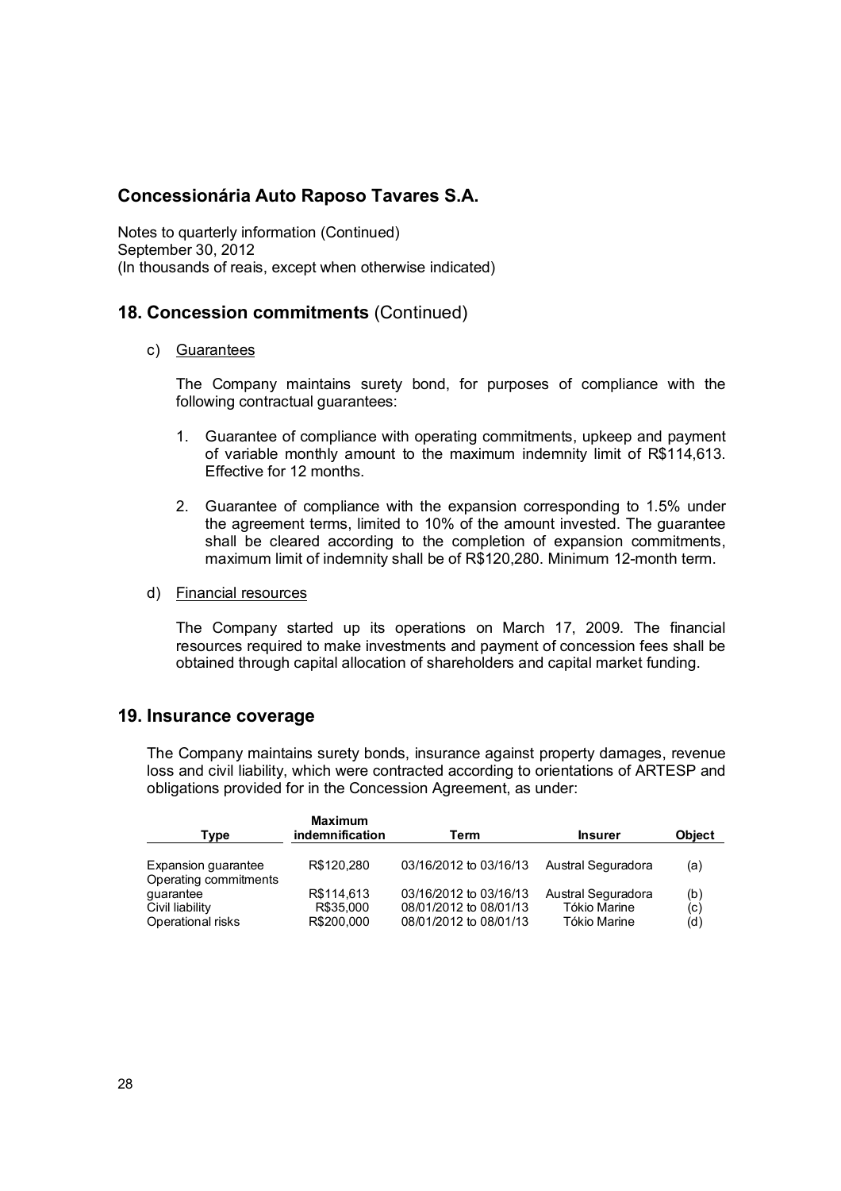# Concessionária Auto Raposo Tavares S.A.

Notes to quarterly information (Continued)
September 30, 2012
(In thousands of reais, except when otherwise indicated)

## 18. Concession commitments (Continued)

c) Guarantees

The Company maintains surety bond, for purposes of compliance with the following contractual guarantees:

1. Guarantee of compliance with operating commitments, upkeep and payment of variable monthly amount to the maximum indemnity limit of R$114,613. Effective for 12 months.

2. Guarantee of compliance with the expansion corresponding to 1.5% under the agreement terms, limited to 10% of the amount invested. The guarantee shall be cleared according to the completion of expansion commitments, maximum limit of indemnity shall be of R$120,280. Minimum 12-month term.

d) Financial resources

The Company started up its operations on March 17, 2009. The financial resources required to make investments and payment of concession fees shall be obtained through capital allocation of shareholders and capital market funding.

## 19. Insurance coverage

The Company maintains surety bonds, insurance against property damages, revenue loss and civil liability, which were contracted according to orientations of ARTESP and obligations provided for in the Concession Agreement, as under:

| Type | Maximum indemnification | Term | Insurer | Object |
|---|---|---|---|---|
| Expansion guarantee | R$120,280 | 03/16/2012 to 03/16/13 | Austral Seguradora | (a) |
| Operating commitments guarantee | R$114,613 | 03/16/2012 to 03/16/13 | Austral Seguradora | (b) |
| Civil liability | R$35,000 | 08/01/2012 to 08/01/13 | Tókio Marine | (c) |
| Operational risks | R$200,000 | 08/01/2012 to 08/01/13 | Tókio Marine | (d) |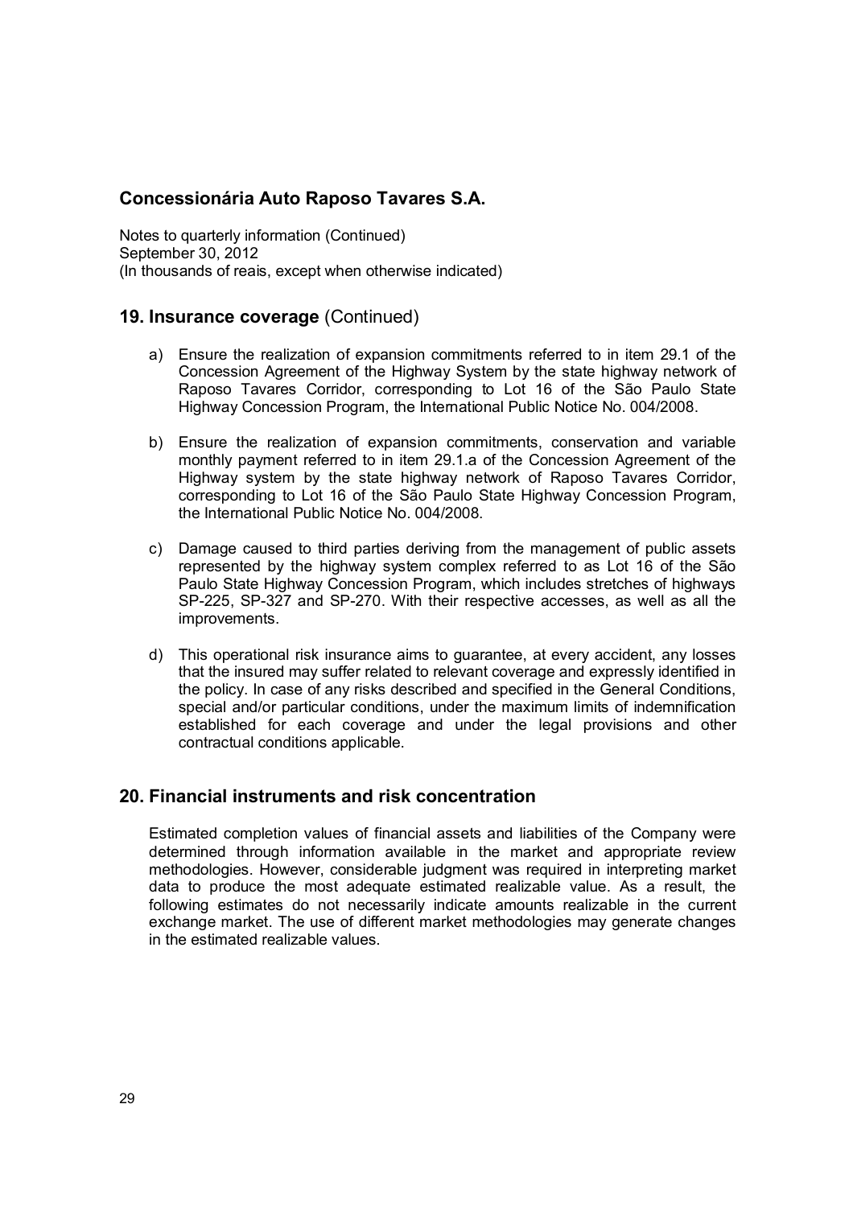# Concessionária Auto Raposo Tavares S.A.

Notes to quarterly information (Continued)
September 30, 2012
(In thousands of reais, except when otherwise indicated)

## 19. Insurance coverage (Continued)

a) Ensure the realization of expansion commitments referred to in item 29.1 of the Concession Agreement of the Highway System by the state highway network of Raposo Tavares Corridor, corresponding to Lot 16 of the São Paulo State Highway Concession Program, the International Public Notice No. 004/2008.

b) Ensure the realization of expansion commitments, conservation and variable monthly payment referred to in item 29.1.a of the Concession Agreement of the Highway system by the state highway network of Raposo Tavares Corridor, corresponding to Lot 16 of the São Paulo State Highway Concession Program, the International Public Notice No. 004/2008.

c) Damage caused to third parties deriving from the management of public assets represented by the highway system complex referred to as Lot 16 of the São Paulo State Highway Concession Program, which includes stretches of highways SP-225, SP-327 and SP-270. With their respective accesses, as well as all the improvements.

d) This operational risk insurance aims to guarantee, at every accident, any losses that the insured may suffer related to relevant coverage and expressly identified in the policy. In case of any risks described and specified in the General Conditions, special and/or particular conditions, under the maximum limits of indemnification established for each coverage and under the legal provisions and other contractual conditions applicable.

## 20. Financial instruments and risk concentration

Estimated completion values of financial assets and liabilities of the Company were determined through information available in the market and appropriate review methodologies. However, considerable judgment was required in interpreting market data to produce the most adequate estimated realizable value. As a result, the following estimates do not necessarily indicate amounts realizable in the current exchange market. The use of different market methodologies may generate changes in the estimated realizable values.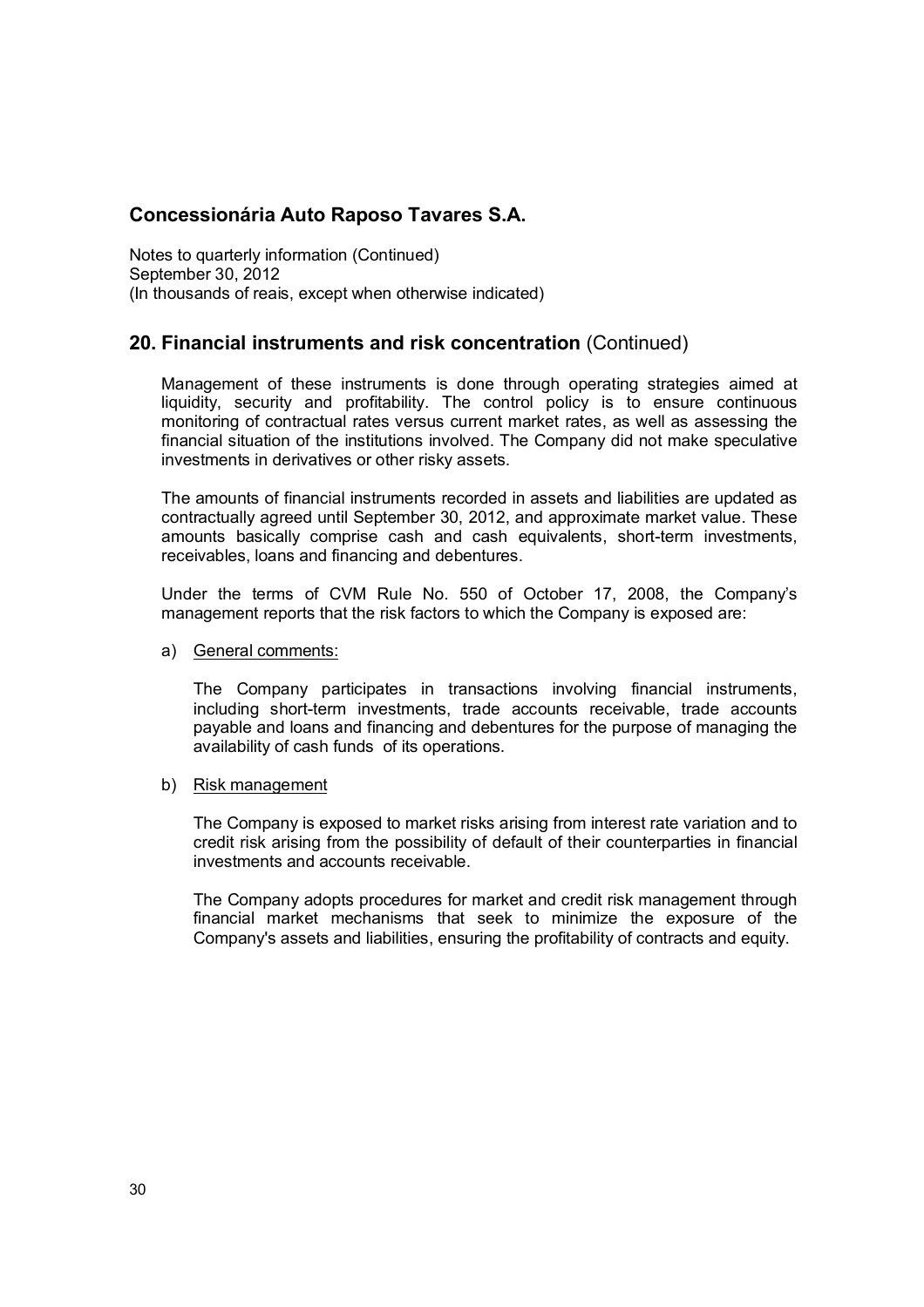# Concessionária Auto Raposo Tavares S.A.

Notes to quarterly information (Continued)
September 30, 2012
(In thousands of reais, except when otherwise indicated)

## 20. Financial instruments and risk concentration (Continued)

Management of these instruments is done through operating strategies aimed at liquidity, security and profitability. The control policy is to ensure continuous monitoring of contractual rates versus current market rates, as well as assessing the financial situation of the institutions involved. The Company did not make speculative investments in derivatives or other risky assets.

The amounts of financial instruments recorded in assets and liabilities are updated as contractually agreed until September 30, 2012, and approximate market value. These amounts basically comprise cash and cash equivalents, short-term investments, receivables, loans and financing and debentures.

Under the terms of CVM Rule No. 550 of October 17, 2008, the Company's management reports that the risk factors to which the Company is exposed are:

a) General comments:

The Company participates in transactions involving financial instruments, including short-term investments, trade accounts receivable, trade accounts payable and loans and financing and debentures for the purpose of managing the availability of cash funds of its operations.

b) Risk management

The Company is exposed to market risks arising from interest rate variation and to credit risk arising from the possibility of default of their counterparties in financial investments and accounts receivable.

The Company adopts procedures for market and credit risk management through financial market mechanisms that seek to minimize the exposure of the Company's assets and liabilities, ensuring the profitability of contracts and equity.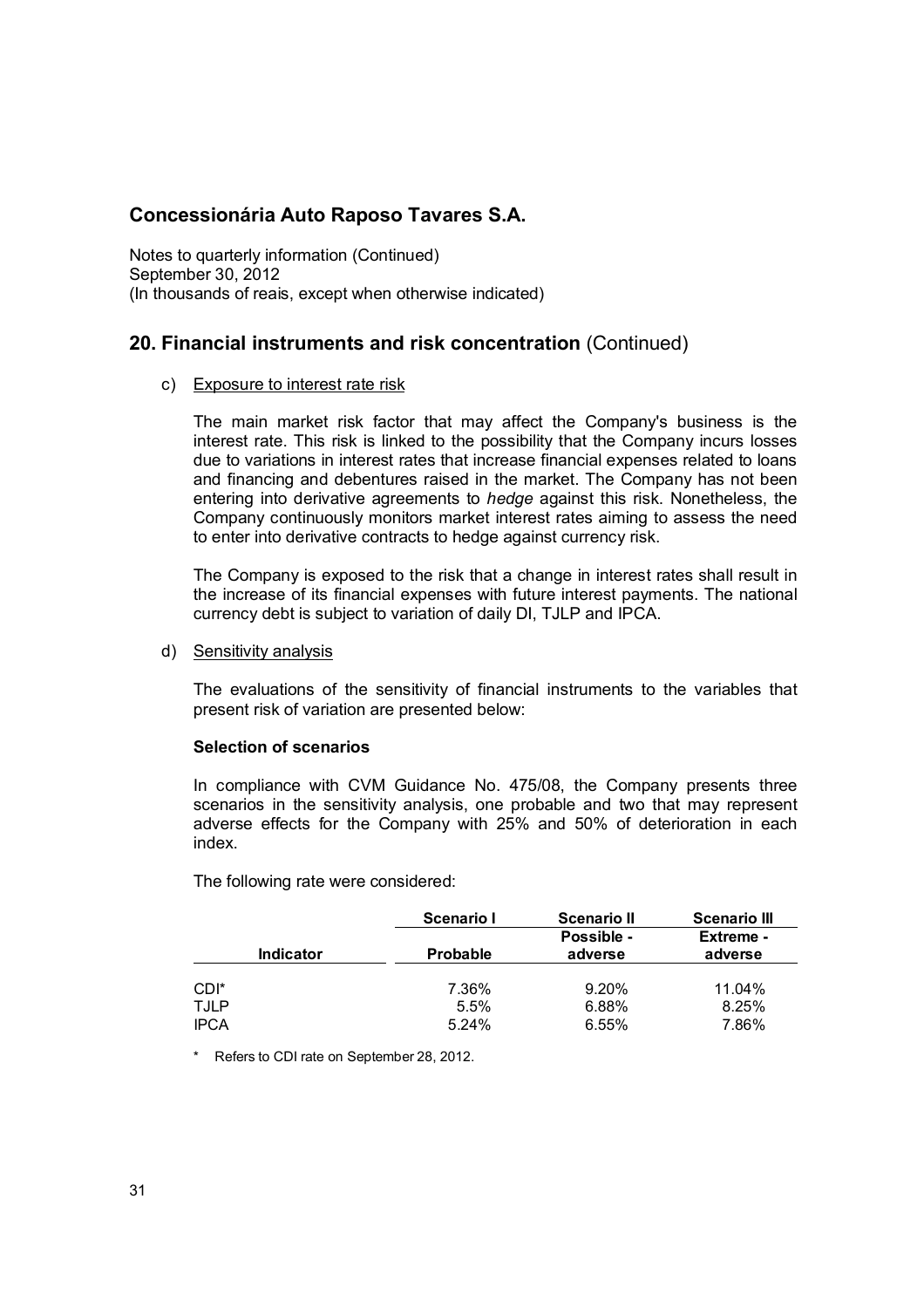# Concessionária Auto Raposo Tavares S.A.

Notes to quarterly information (Continued)
September 30, 2012
(In thousands of reais, except when otherwise indicated)

## 20. Financial instruments and risk concentration (Continued)

c) Exposure to interest rate risk

The main market risk factor that may affect the Company's business is the interest rate. This risk is linked to the possibility that the Company incurs losses due to variations in interest rates that increase financial expenses related to loans and financing and debentures raised in the market. The Company has not been entering into derivative agreements to *hedge* against this risk. Nonetheless, the Company continuously monitors market interest rates aiming to assess the need to enter into derivative contracts to hedge against currency risk.

The Company is exposed to the risk that a change in interest rates shall result in the increase of its financial expenses with future interest payments. The national currency debt is subject to variation of daily DI, TJLP and IPCA.

d) Sensitivity analysis

The evaluations of the sensitivity of financial instruments to the variables that present risk of variation are presented below:

**Selection of scenarios**

In compliance with CVM Guidance No. 475/08, the Company presents three scenarios in the sensitivity analysis, one probable and two that may represent adverse effects for the Company with 25% and 50% of deterioration in each index.

The following rate were considered:

| Indicator | Scenario I<br>Probable | Scenario II<br>Possible - adverse | Scenario III<br>Extreme - adverse |
|---|---|---|---|
| CDI* | 7.36% | 9.20% | 11.04% |
| TJLP | 5.5% | 6.88% | 8.25% |
| IPCA | 5.24% | 6.55% | 7.86% |

\* Refers to CDI rate on September 28, 2012.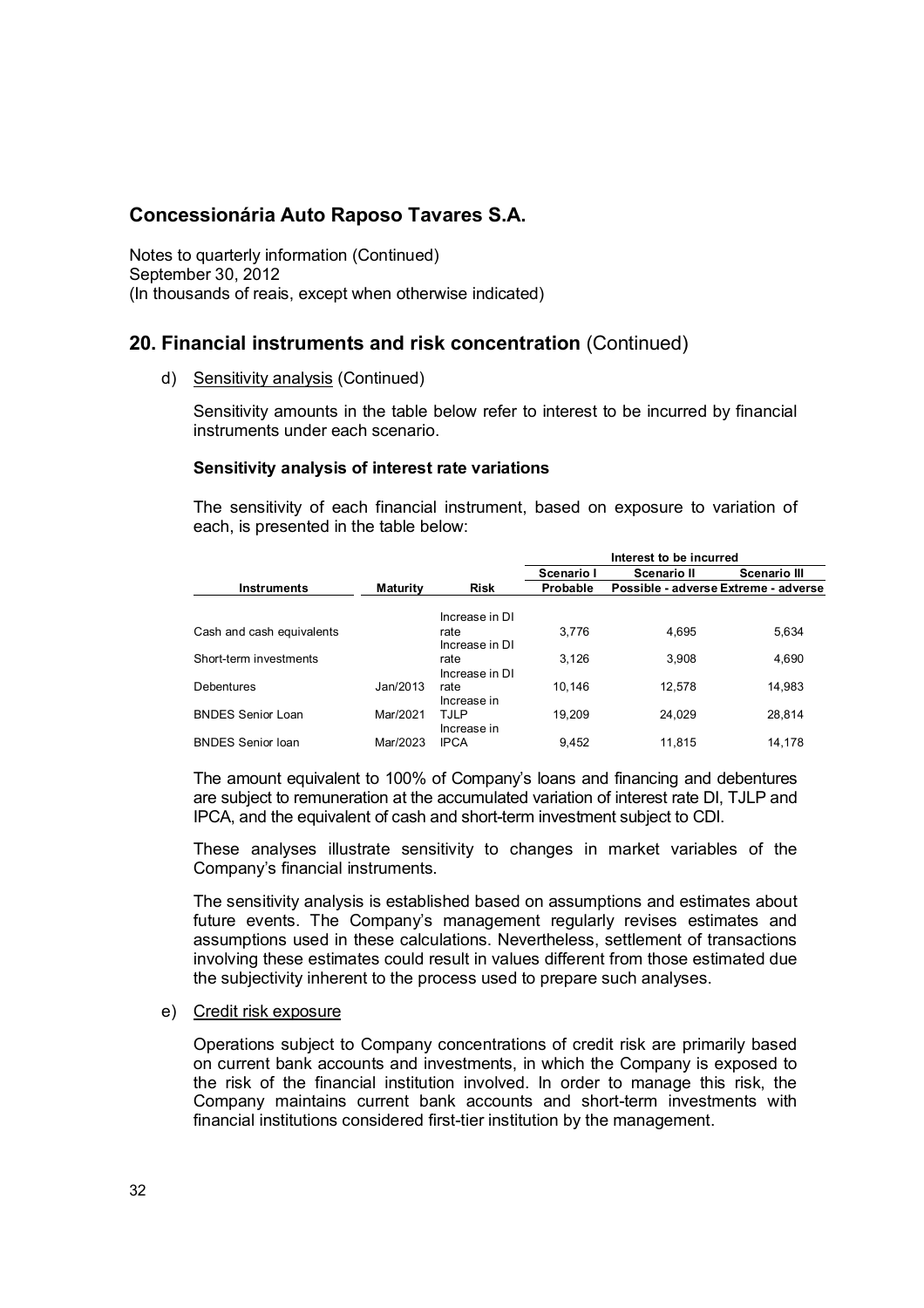## Concessionária Auto Raposo Tavares S.A.

Notes to quarterly information (Continued)
September 30, 2012
(In thousands of reais, except when otherwise indicated)

## 20. Financial instruments and risk concentration (Continued)

d) Sensitivity analysis (Continued)

Sensitivity amounts in the table below refer to interest to be incurred by financial instruments under each scenario.

**Sensitivity analysis of interest rate variations**

The sensitivity of each financial instrument, based on exposure to variation of each, is presented in the table below:

| | | | Interest to be incurred | | |
|---|---|---|---|---|---|
| | | | **Scenario I** | **Scenario II** | **Scenario III** |
| **Instruments** | **Maturity** | **Risk** | **Probable** | **Possible - adverse** | **Extreme - adverse** |
| Cash and cash equivalents | | Increase in DI rate | 3,776 | 4,695 | 5,634 |
| Short-term investments | | Increase in DI rate | 3,126 | 3,908 | 4,690 |
| Debentures | Jan/2013 | Increase in DI rate | 10,146 | 12,578 | 14,983 |
| BNDES Senior Loan | Mar/2021 | Increase in TJLP | 19,209 | 24,029 | 28,814 |
| BNDES Senior loan | Mar/2023 | Increase in IPCA | 9,452 | 11,815 | 14,178 |

The amount equivalent to 100% of Company's loans and financing and debentures are subject to remuneration at the accumulated variation of interest rate DI, TJLP and IPCA, and the equivalent of cash and short-term investment subject to CDI.

These analyses illustrate sensitivity to changes in market variables of the Company's financial instruments.

The sensitivity analysis is established based on assumptions and estimates about future events. The Company's management regularly revises estimates and assumptions used in these calculations. Nevertheless, settlement of transactions involving these estimates could result in values different from those estimated due the subjectivity inherent to the process used to prepare such analyses.

e) Credit risk exposure

Operations subject to Company concentrations of credit risk are primarily based on current bank accounts and investments, in which the Company is exposed to the risk of the financial institution involved. In order to manage this risk, the Company maintains current bank accounts and short-term investments with financial institutions considered first-tier institution by the management.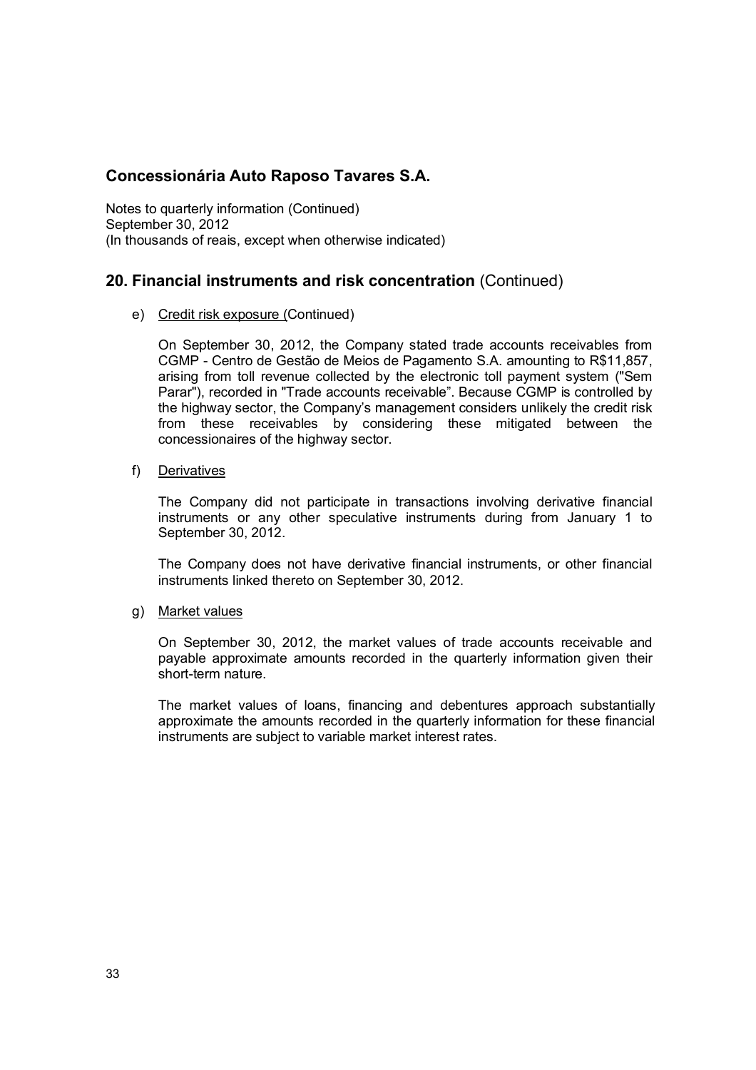# Concessionária Auto Raposo Tavares S.A.

Notes to quarterly information (Continued)
September 30, 2012
(In thousands of reais, except when otherwise indicated)

## 20. Financial instruments and risk concentration (Continued)

e) Credit risk exposure (Continued)

On September 30, 2012, the Company stated trade accounts receivables from CGMP - Centro de Gestão de Meios de Pagamento S.A. amounting to R$11,857, arising from toll revenue collected by the electronic toll payment system ("Sem Parar"), recorded in "Trade accounts receivable". Because CGMP is controlled by the highway sector, the Company's management considers unlikely the credit risk from these receivables by considering these mitigated between the concessionaires of the highway sector.

f) Derivatives

The Company did not participate in transactions involving derivative financial instruments or any other speculative instruments during from January 1 to September 30, 2012.

The Company does not have derivative financial instruments, or other financial instruments linked thereto on September 30, 2012.

g) Market values

On September 30, 2012, the market values of trade accounts receivable and payable approximate amounts recorded in the quarterly information given their short-term nature.

The market values of loans, financing and debentures approach substantially approximate the amounts recorded in the quarterly information for these financial instruments are subject to variable market interest rates.